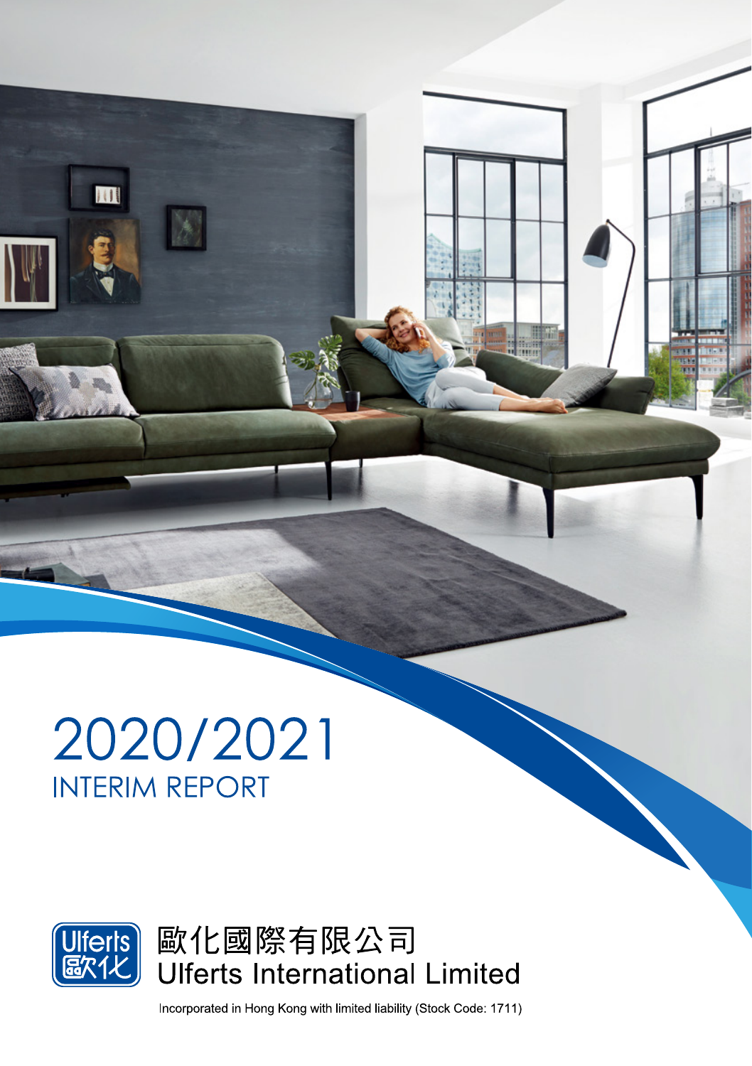# 2020/2021

## INTERIM REPORT

Ulferts
歐化

歐化國際有限公司
Ulferts International Limited

Incorporated in Hong Kong with limited liability (Stock Code: 1711)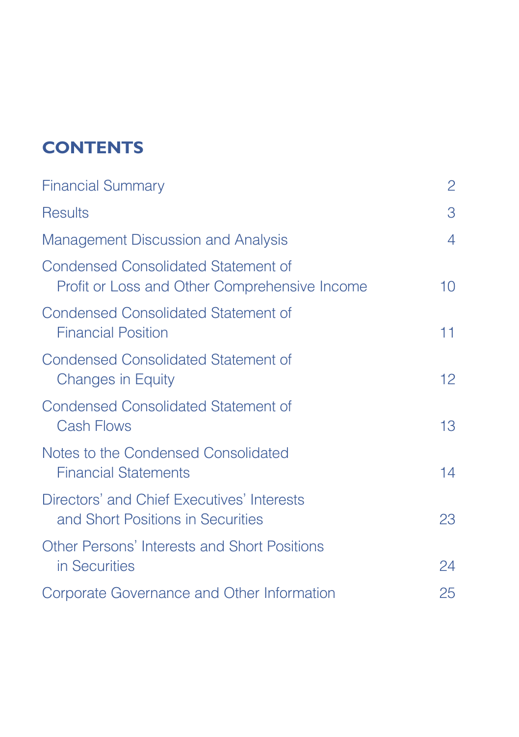# CONTENTS

| | |
|---|---|
| Financial Summary | 2 |
| Results | 3 |
| Management Discussion and Analysis | 4 |
| Condensed Consolidated Statement of Profit or Loss and Other Comprehensive Income | 10 |
| Condensed Consolidated Statement of Financial Position | 11 |
| Condensed Consolidated Statement of Changes in Equity | 12 |
| Condensed Consolidated Statement of Cash Flows | 13 |
| Notes to the Condensed Consolidated Financial Statements | 14 |
| Directors' and Chief Executives' Interests and Short Positions in Securities | 23 |
| Other Persons' Interests and Short Positions in Securities | 24 |
| Corporate Governance and Other Information | 25 |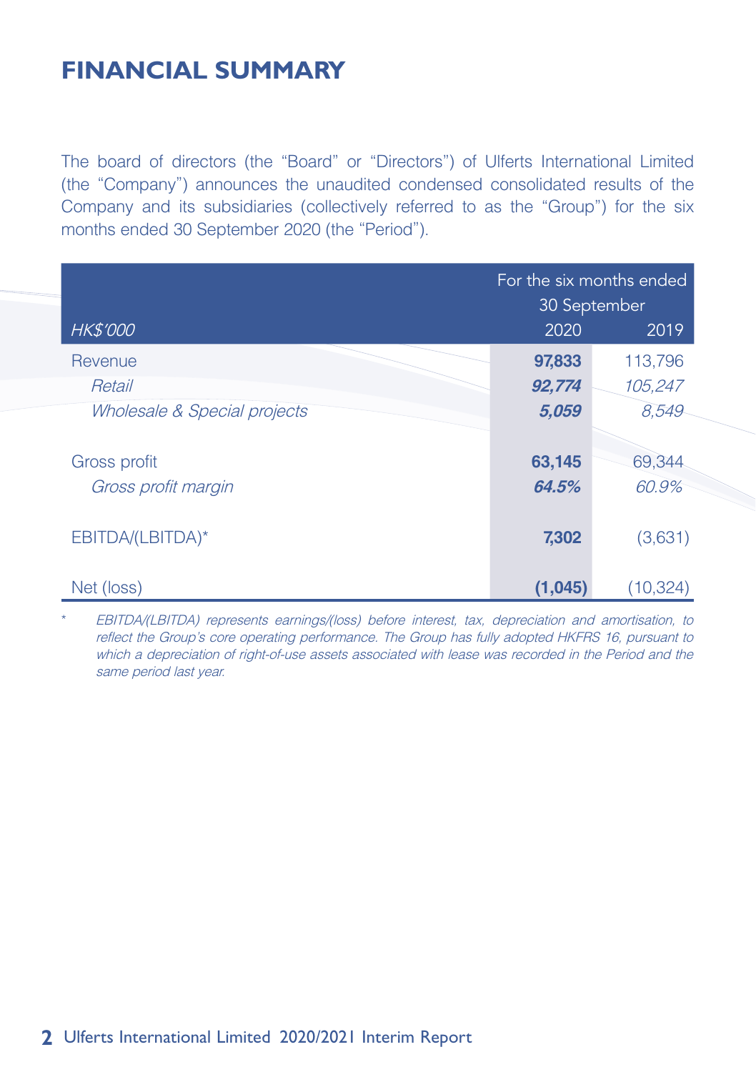# FINANCIAL SUMMARY

The board of directors (the "Board" or "Directors") of Ulferts International Limited (the "Company") announces the unaudited condensed consolidated results of the Company and its subsidiaries (collectively referred to as the "Group") for the six months ended 30 September 2020 (the "Period").

| *HK$'000* | For the six months ended 30 September 2020 | 2019 |
|---|---|---|
| Revenue | **97,833** | 113,796 |
| *Retail* | ***92,774*** | *105,247* |
| *Wholesale & Special projects* | ***5,059*** | *8,549* |
| Gross profit | **63,145** | 69,344 |
| *Gross profit margin* | ***64.5%*** | *60.9%* |
| EBITDA/(LBITDA)* | **7,302** | (3,631) |
| Net (loss) | **(1,045)** | (10,324) |

\* *EBITDA/(LBITDA) represents earnings/(loss) before interest, tax, depreciation and amortisation, to reflect the Group's core operating performance. The Group has fully adopted HKFRS 16, pursuant to which a depreciation of right-of-use assets associated with lease was recorded in the Period and the same period last year.*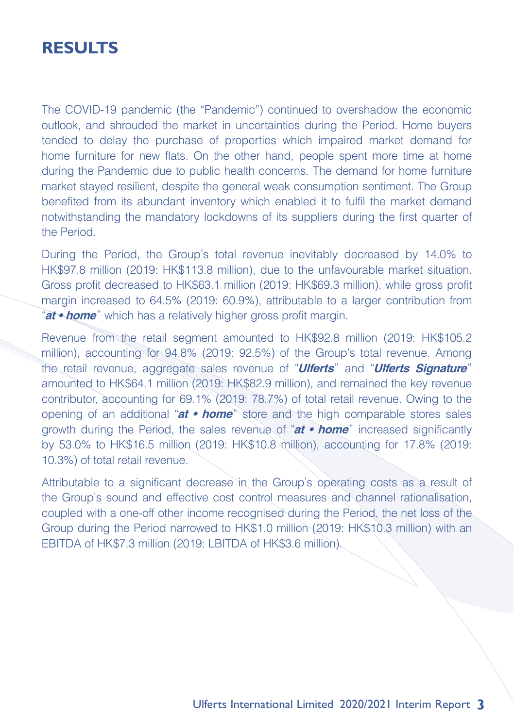# RESULTS

The COVID-19 pandemic (the "Pandemic") continued to overshadow the economic outlook, and shrouded the market in uncertainties during the Period. Home buyers tended to delay the purchase of properties which impaired market demand for home furniture for new flats. On the other hand, people spent more time at home during the Pandemic due to public health concerns. The demand for home furniture market stayed resilient, despite the general weak consumption sentiment. The Group benefited from its abundant inventory which enabled it to fulfil the market demand notwithstanding the mandatory lockdowns of its suppliers during the first quarter of the Period.

During the Period, the Group's total revenue inevitably decreased by 14.0% to HK$97.8 million (2019: HK$113.8 million), due to the unfavourable market situation. Gross profit decreased to HK$63.1 million (2019: HK$69.3 million), while gross profit margin increased to 64.5% (2019: 60.9%), attributable to a larger contribution from "***at • home***" which has a relatively higher gross profit margin.

Revenue from the retail segment amounted to HK$92.8 million (2019: HK$105.2 million), accounting for 94.8% (2019: 92.5%) of the Group's total revenue. Among the retail revenue, aggregate sales revenue of "***Ulferts***" and "***Ulferts Signature***" amounted to HK$64.1 million (2019: HK$82.9 million), and remained the key revenue contributor, accounting for 69.1% (2019: 78.7%) of total retail revenue. Owing to the opening of an additional "***at • home***" store and the high comparable stores sales growth during the Period, the sales revenue of "***at • home***" increased significantly by 53.0% to HK$16.5 million (2019: HK$10.8 million), accounting for 17.8% (2019: 10.3%) of total retail revenue.

Attributable to a significant decrease in the Group's operating costs as a result of the Group's sound and effective cost control measures and channel rationalisation, coupled with a one-off other income recognised during the Period, the net loss of the Group during the Period narrowed to HK$1.0 million (2019: HK$10.3 million) with an EBITDA of HK$7.3 million (2019: LBITDA of HK$3.6 million).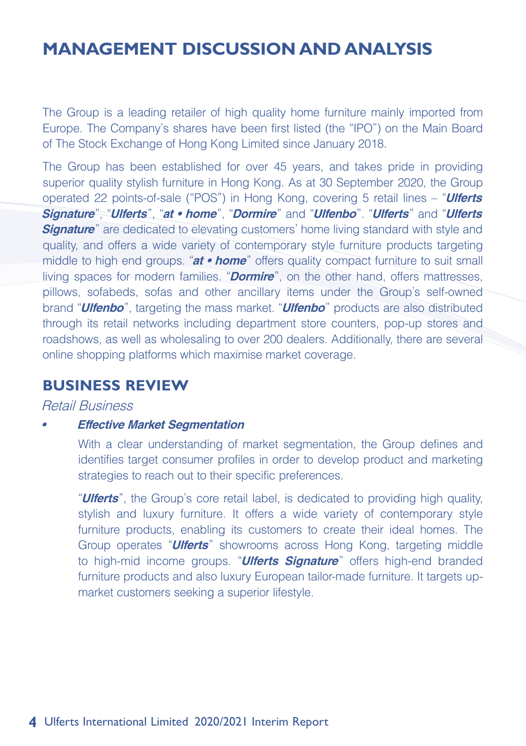# MANAGEMENT DISCUSSION AND ANALYSIS

The Group is a leading retailer of high quality home furniture mainly imported from Europe. The Company's shares have been first listed (the "IPO") on the Main Board of The Stock Exchange of Hong Kong Limited since January 2018.

The Group has been established for over 45 years, and takes pride in providing superior quality stylish furniture in Hong Kong. As at 30 September 2020, the Group operated 22 points-of-sale ("POS") in Hong Kong, covering 5 retail lines – "***Ulferts Signature***", "***Ulferts***", "***at • home***", "***Dormire***" and "***Ulfenbo***". "***Ulferts***" and "***Ulferts Signature***" are dedicated to elevating customers' home living standard with style and quality, and offers a wide variety of contemporary style furniture products targeting middle to high end groups. "***at • home***" offers quality compact furniture to suit small living spaces for modern families. "***Dormire***", on the other hand, offers mattresses, pillows, sofabeds, sofas and other ancillary items under the Group's self-owned brand "***Ulfenbo***", targeting the mass market. "***Ulfenbo***" products are also distributed through its retail networks including department store counters, pop-up stores and roadshows, as well as wholesaling to over 200 dealers. Additionally, there are several online shopping platforms which maximise market coverage.

## BUSINESS REVIEW

*Retail Business*

- ***Effective Market Segmentation***

  With a clear understanding of market segmentation, the Group defines and identifies target consumer profiles in order to develop product and marketing strategies to reach out to their specific preferences.

  "***Ulferts***", the Group's core retail label, is dedicated to providing high quality, stylish and luxury furniture. It offers a wide variety of contemporary style furniture products, enabling its customers to create their ideal homes. The Group operates "***Ulferts***" showrooms across Hong Kong, targeting middle to high-mid income groups. "***Ulferts Signature***" offers high-end branded furniture products and also luxury European tailor-made furniture. It targets up-market customers seeking a superior lifestyle.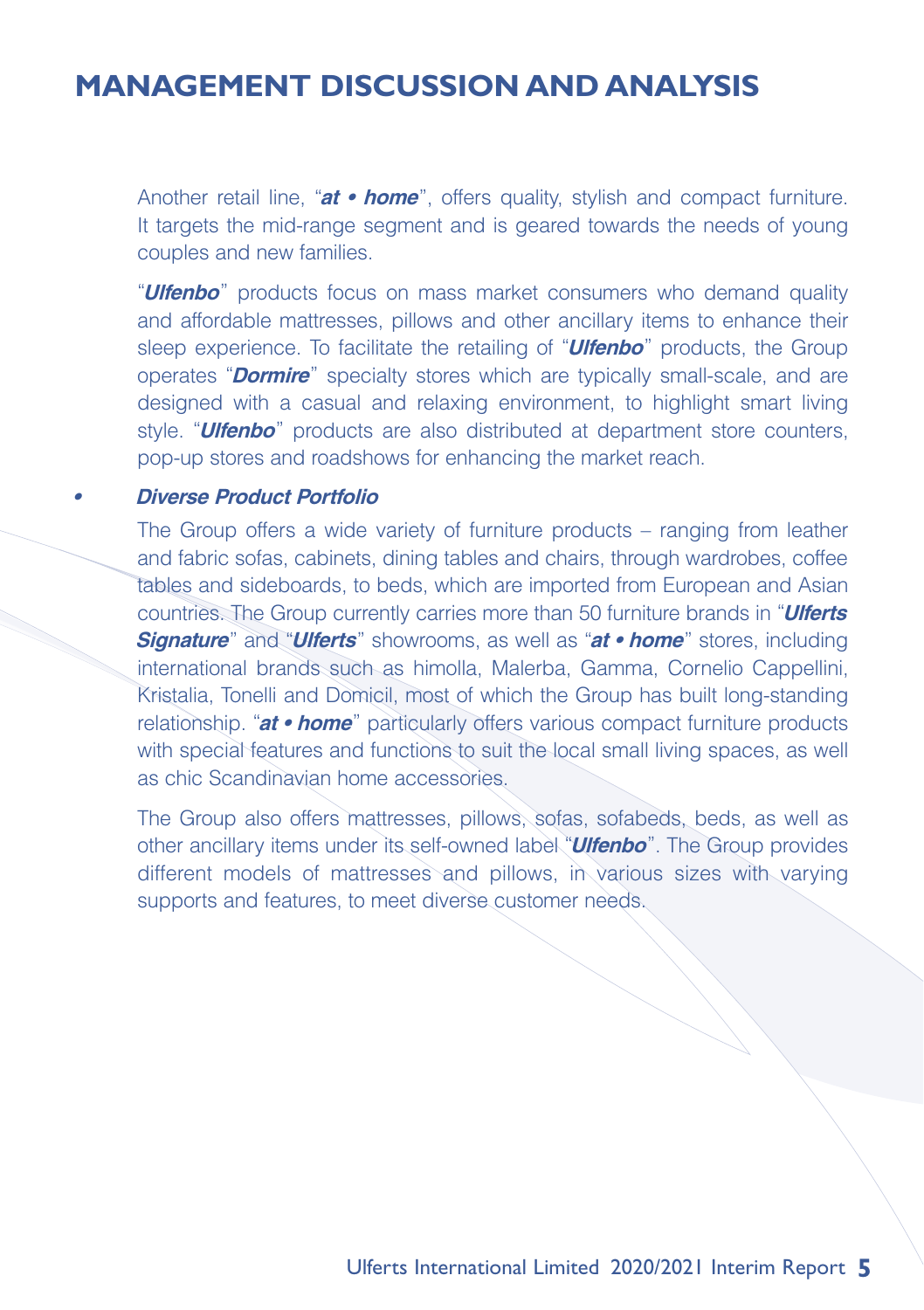# MANAGEMENT DISCUSSION AND ANALYSIS

Another retail line, "***at • home***", offers quality, stylish and compact furniture. It targets the mid-range segment and is geared towards the needs of young couples and new families.

"***Ulfenbo***" products focus on mass market consumers who demand quality and affordable mattresses, pillows and other ancillary items to enhance their sleep experience. To facilitate the retailing of "***Ulfenbo***" products, the Group operates "***Dormire***" specialty stores which are typically small-scale, and are designed with a casual and relaxing environment, to highlight smart living style. "***Ulfenbo***" products are also distributed at department store counters, pop-up stores and roadshows for enhancing the market reach.

- ***Diverse Product Portfolio***

  The Group offers a wide variety of furniture products – ranging from leather and fabric sofas, cabinets, dining tables and chairs, through wardrobes, coffee tables and sideboards, to beds, which are imported from European and Asian countries. The Group currently carries more than 50 furniture brands in "***Ulferts Signature***" and "***Ulferts***" showrooms, as well as "***at • home***" stores, including international brands such as himolla, Malerba, Gamma, Cornelio Cappellini, Kristalia, Tonelli and Domicil, most of which the Group has built long-standing relationship. "***at • home***" particularly offers various compact furniture products with special features and functions to suit the local small living spaces, as well as chic Scandinavian home accessories.

  The Group also offers mattresses, pillows, sofas, sofabeds, beds, as well as other ancillary items under its self-owned label "***Ulfenbo***". The Group provides different models of mattresses and pillows, in various sizes with varying supports and features, to meet diverse customer needs.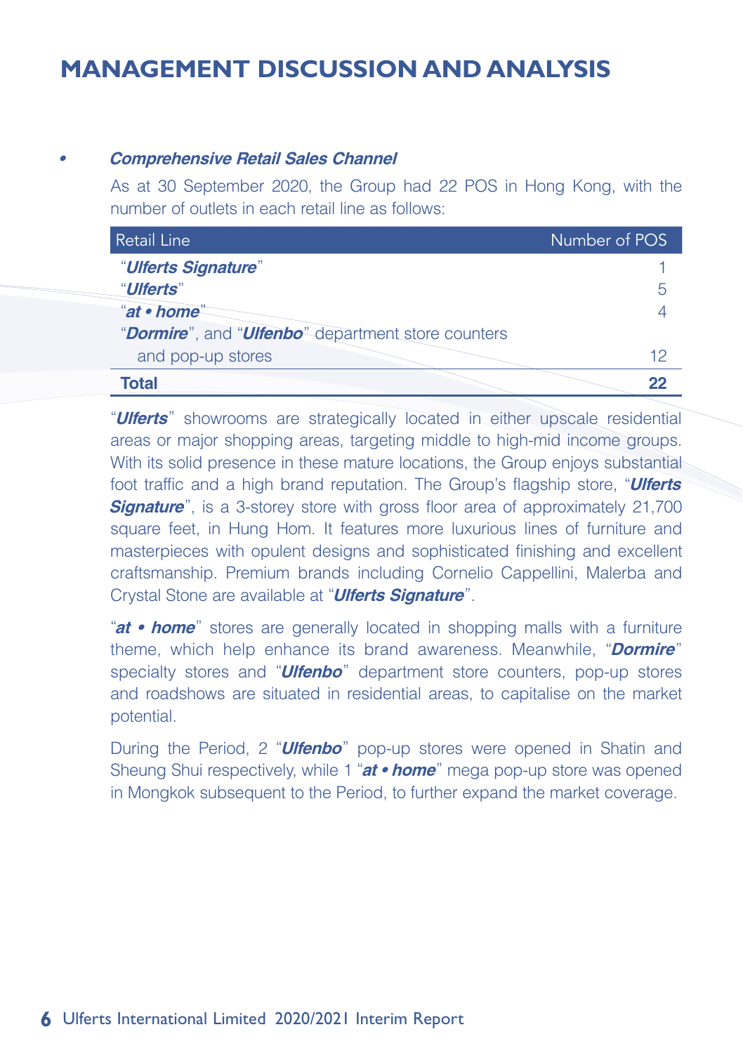# MANAGEMENT DISCUSSION AND ANALYSIS

- ***Comprehensive Retail Sales Channel***

As at 30 September 2020, the Group had 22 POS in Hong Kong, with the number of outlets in each retail line as follows:

| Retail Line | Number of POS |
|---|---|
| "***Ulferts Signature***" | 1 |
| "***Ulferts***" | 5 |
| "***at • home***" | 4 |
| "***Dormire***", and "***Ulfenbo***" department store counters and pop-up stores | 12 |
| **Total** | **22** |

"***Ulferts***" showrooms are strategically located in either upscale residential areas or major shopping areas, targeting middle to high-mid income groups. With its solid presence in these mature locations, the Group enjoys substantial foot traffic and a high brand reputation. The Group's flagship store, "***Ulferts Signature***", is a 3-storey store with gross floor area of approximately 21,700 square feet, in Hung Hom. It features more luxurious lines of furniture and masterpieces with opulent designs and sophisticated finishing and excellent craftsmanship. Premium brands including Cornelio Cappellini, Malerba and Crystal Stone are available at "***Ulferts Signature***".

"***at • home***" stores are generally located in shopping malls with a furniture theme, which help enhance its brand awareness. Meanwhile, "***Dormire***" specialty stores and "***Ulfenbo***" department store counters, pop-up stores and roadshows are situated in residential areas, to capitalise on the market potential.

During the Period, 2 "***Ulfenbo***" pop-up stores were opened in Shatin and Sheung Shui respectively, while 1 "***at • home***" mega pop-up store was opened in Mongkok subsequent to the Period, to further expand the market coverage.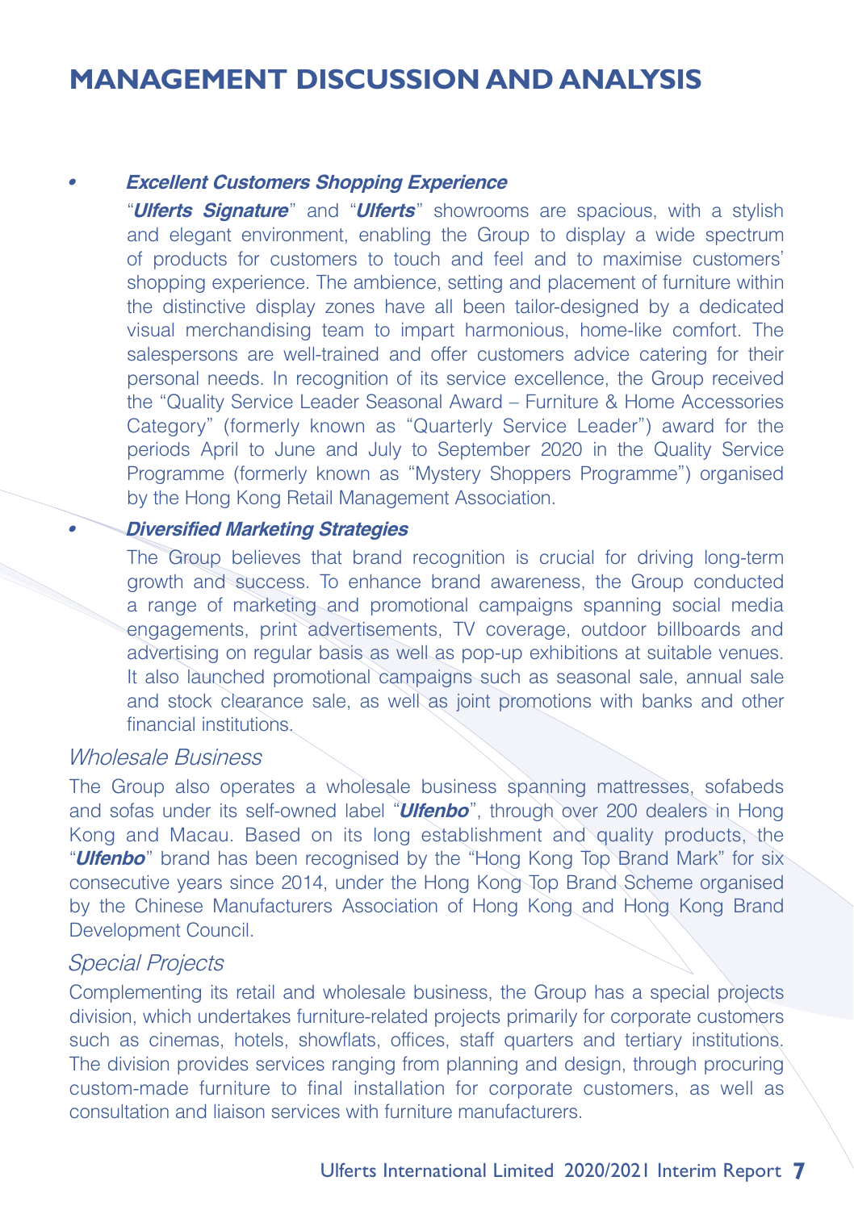# MANAGEMENT DISCUSSION AND ANALYSIS

- ***Excellent Customers Shopping Experience***

  "***Ulferts Signature***" and "***Ulferts***" showrooms are spacious, with a stylish and elegant environment, enabling the Group to display a wide spectrum of products for customers to touch and feel and to maximise customers' shopping experience. The ambience, setting and placement of furniture within the distinctive display zones have all been tailor-designed by a dedicated visual merchandising team to impart harmonious, home-like comfort. The salespersons are well-trained and offer customers advice catering for their personal needs. In recognition of its service excellence, the Group received the "Quality Service Leader Seasonal Award – Furniture & Home Accessories Category" (formerly known as "Quarterly Service Leader") award for the periods April to June and July to September 2020 in the Quality Service Programme (formerly known as "Mystery Shoppers Programme") organised by the Hong Kong Retail Management Association.

- ***Diversified Marketing Strategies***

  The Group believes that brand recognition is crucial for driving long-term growth and success. To enhance brand awareness, the Group conducted a range of marketing and promotional campaigns spanning social media engagements, print advertisements, TV coverage, outdoor billboards and advertising on regular basis as well as pop-up exhibitions at suitable venues. It also launched promotional campaigns such as seasonal sale, annual sale and stock clearance sale, as well as joint promotions with banks and other financial institutions.

*Wholesale Business*

The Group also operates a wholesale business spanning mattresses, sofabeds and sofas under its self-owned label "***Ulfenbo***", through over 200 dealers in Hong Kong and Macau. Based on its long establishment and quality products, the "***Ulfenbo***" brand has been recognised by the "Hong Kong Top Brand Mark" for six consecutive years since 2014, under the Hong Kong Top Brand Scheme organised by the Chinese Manufacturers Association of Hong Kong and Hong Kong Brand Development Council.

*Special Projects*

Complementing its retail and wholesale business, the Group has a special projects division, which undertakes furniture-related projects primarily for corporate customers such as cinemas, hotels, showflats, offices, staff quarters and tertiary institutions. The division provides services ranging from planning and design, through procuring custom-made furniture to final installation for corporate customers, as well as consultation and liaison services with furniture manufacturers.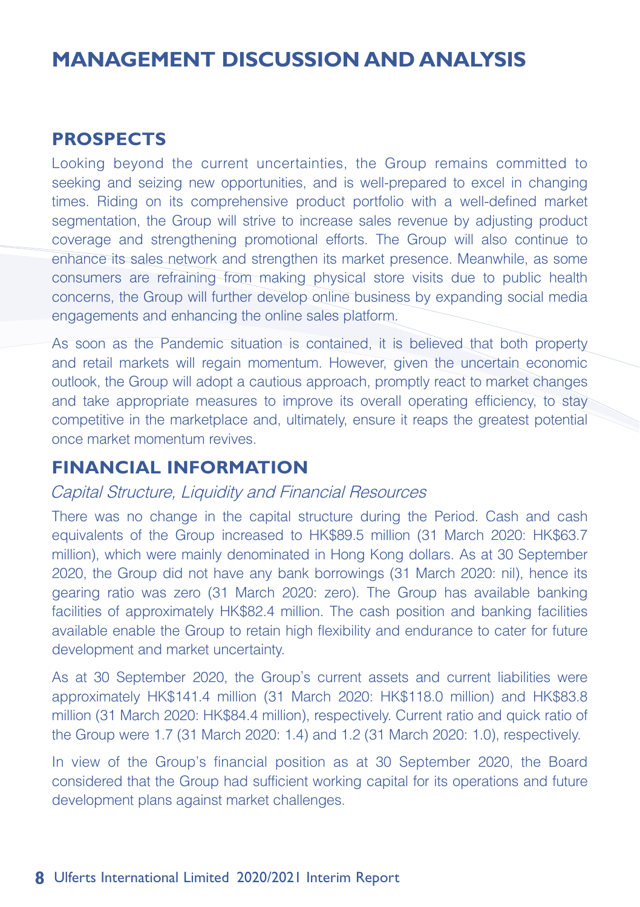# MANAGEMENT DISCUSSION AND ANALYSIS

## PROSPECTS

Looking beyond the current uncertainties, the Group remains committed to seeking and seizing new opportunities, and is well-prepared to excel in changing times. Riding on its comprehensive product portfolio with a well-defined market segmentation, the Group will strive to increase sales revenue by adjusting product coverage and strengthening promotional efforts. The Group will also continue to enhance its sales network and strengthen its market presence. Meanwhile, as some consumers are refraining from making physical store visits due to public health concerns, the Group will further develop online business by expanding social media engagements and enhancing the online sales platform.

As soon as the Pandemic situation is contained, it is believed that both property and retail markets will regain momentum. However, given the uncertain economic outlook, the Group will adopt a cautious approach, promptly react to market changes and take appropriate measures to improve its overall operating efficiency, to stay competitive in the marketplace and, ultimately, ensure it reaps the greatest potential once market momentum revives.

## FINANCIAL INFORMATION

*Capital Structure, Liquidity and Financial Resources*

There was no change in the capital structure during the Period. Cash and cash equivalents of the Group increased to HK$89.5 million (31 March 2020: HK$63.7 million), which were mainly denominated in Hong Kong dollars. As at 30 September 2020, the Group did not have any bank borrowings (31 March 2020: nil), hence its gearing ratio was zero (31 March 2020: zero). The Group has available banking facilities of approximately HK$82.4 million. The cash position and banking facilities available enable the Group to retain high flexibility and endurance to cater for future development and market uncertainty.

As at 30 September 2020, the Group's current assets and current liabilities were approximately HK$141.4 million (31 March 2020: HK$118.0 million) and HK$83.8 million (31 March 2020: HK$84.4 million), respectively. Current ratio and quick ratio of the Group were 1.7 (31 March 2020: 1.4) and 1.2 (31 March 2020: 1.0), respectively.

In view of the Group's financial position as at 30 September 2020, the Board considered that the Group had sufficient working capital for its operations and future development plans against market challenges.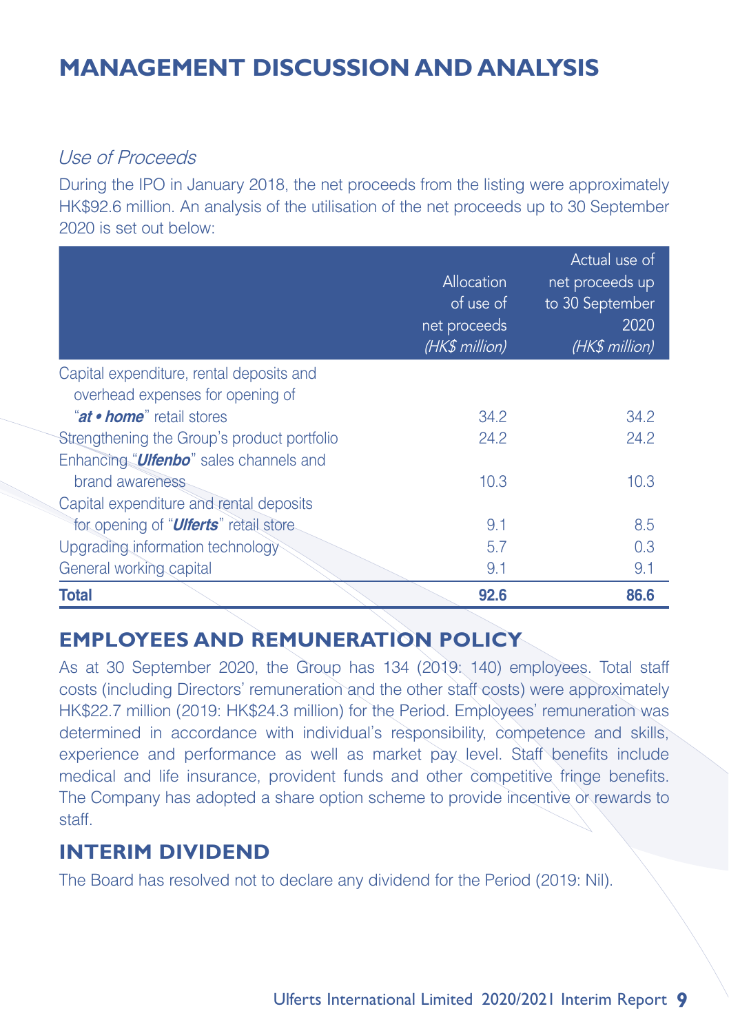# MANAGEMENT DISCUSSION AND ANALYSIS

*Use of Proceeds*

During the IPO in January 2018, the net proceeds from the listing were approximately HK$92.6 million. An analysis of the utilisation of the net proceeds up to 30 September 2020 is set out below:

| | Allocation of use of net proceeds *(HK$ million)* | Actual use of net proceeds up to 30 September 2020 *(HK$ million)* |
|---|---|---|
| Capital expenditure, rental deposits and overhead expenses for opening of "***at • home***" retail stores | 34.2 | 34.2 |
| Strengthening the Group's product portfolio | 24.2 | 24.2 |
| Enhancing "***Ulfenbo***" sales channels and brand awareness | 10.3 | 10.3 |
| Capital expenditure and rental deposits for opening of "***Ulferts***" retail store | 9.1 | 8.5 |
| Upgrading information technology | 5.7 | 0.3 |
| General working capital | 9.1 | 9.1 |
| **Total** | **92.6** | **86.6** |

## EMPLOYEES AND REMUNERATION POLICY

As at 30 September 2020, the Group has 134 (2019: 140) employees. Total staff costs (including Directors' remuneration and the other staff costs) were approximately HK$22.7 million (2019: HK$24.3 million) for the Period. Employees' remuneration was determined in accordance with individual's responsibility, competence and skills, experience and performance as well as market pay level. Staff benefits include medical and life insurance, provident funds and other competitive fringe benefits. The Company has adopted a share option scheme to provide incentive or rewards to staff.

## INTERIM DIVIDEND

The Board has resolved not to declare any dividend for the Period (2019: Nil).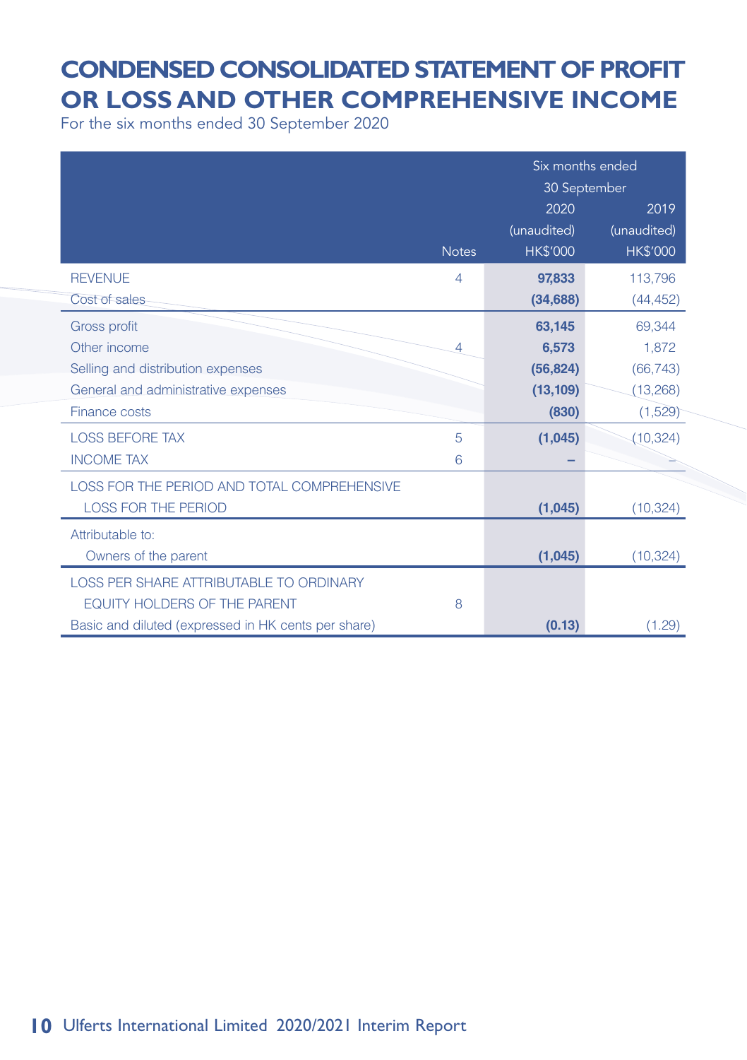# CONDENSED CONSOLIDATED STATEMENT OF PROFIT OR LOSS AND OTHER COMPREHENSIVE INCOME

For the six months ended 30 September 2020

| | Notes | Six months ended 30 September 2020 (unaudited) HK$'000 | 2019 (unaudited) HK$'000 |
|---|---|---|---|
| REVENUE | 4 | **97,833** | 113,796 |
| Cost of sales | | **(34,688)** | (44,452) |
| Gross profit | | **63,145** | 69,344 |
| Other income | 4 | **6,573** | 1,872 |
| Selling and distribution expenses | | **(56,824)** | (66,743) |
| General and administrative expenses | | **(13,109)** | (13,268) |
| Finance costs | | **(830)** | (1,529) |
| LOSS BEFORE TAX | 5 | **(1,045)** | (10,324) |
| INCOME TAX | 6 | **–** | – |
| LOSS FOR THE PERIOD AND TOTAL COMPREHENSIVE LOSS FOR THE PERIOD | | **(1,045)** | (10,324) |
| Attributable to: | | | |
| Owners of the parent | | **(1,045)** | (10,324) |
| LOSS PER SHARE ATTRIBUTABLE TO ORDINARY EQUITY HOLDERS OF THE PARENT | 8 | | |
| Basic and diluted (expressed in HK cents per share) | | **(0.13)** | (1.29) |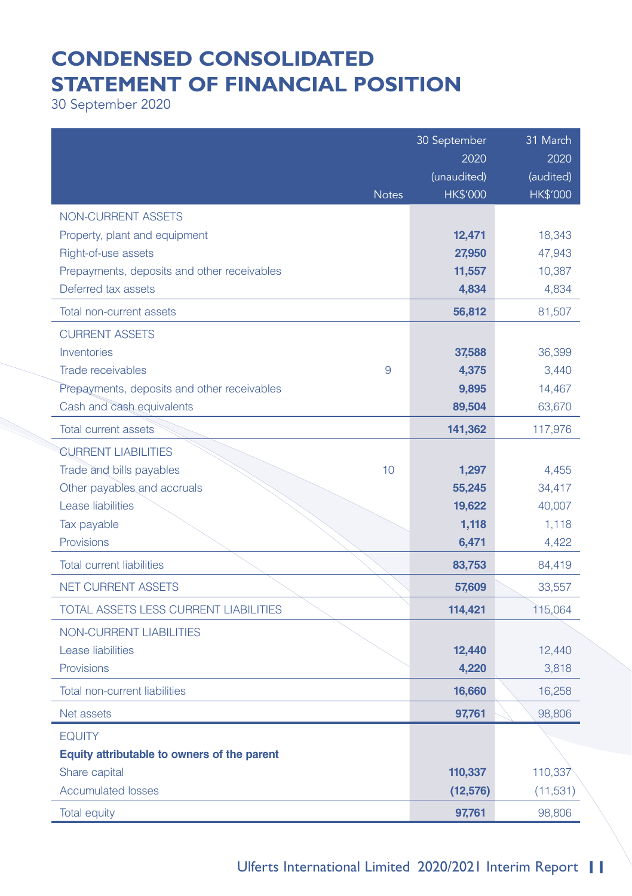# CONDENSED CONSOLIDATED STATEMENT OF FINANCIAL POSITION

30 September 2020

| | Notes | 30 September 2020 (unaudited) HK$'000 | 31 March 2020 (audited) HK$'000 |
|---|---|---|---|
| NON-CURRENT ASSETS | | | |
| Property, plant and equipment | | **12,471** | 18,343 |
| Right-of-use assets | | **27,950** | 47,943 |
| Prepayments, deposits and other receivables | | **11,557** | 10,387 |
| Deferred tax assets | | **4,834** | 4,834 |
| Total non-current assets | | **56,812** | 81,507 |
| CURRENT ASSETS | | | |
| Inventories | | **37,588** | 36,399 |
| Trade receivables | 9 | **4,375** | 3,440 |
| Prepayments, deposits and other receivables | | **9,895** | 14,467 |
| Cash and cash equivalents | | **89,504** | 63,670 |
| Total current assets | | **141,362** | 117,976 |
| CURRENT LIABILITIES | | | |
| Trade and bills payables | 10 | **1,297** | 4,455 |
| Other payables and accruals | | **55,245** | 34,417 |
| Lease liabilities | | **19,622** | 40,007 |
| Tax payable | | **1,118** | 1,118 |
| Provisions | | **6,471** | 4,422 |
| Total current liabilities | | **83,753** | 84,419 |
| NET CURRENT ASSETS | | **57,609** | 33,557 |
| TOTAL ASSETS LESS CURRENT LIABILITIES | | **114,421** | 115,064 |
| NON-CURRENT LIABILITIES | | | |
| Lease liabilities | | **12,440** | 12,440 |
| Provisions | | **4,220** | 3,818 |
| Total non-current liabilities | | **16,660** | 16,258 |
| Net assets | | **97,761** | 98,806 |
| EQUITY | | | |
| **Equity attributable to owners of the parent** | | | |
| Share capital | | **110,337** | 110,337 |
| Accumulated losses | | **(12,576)** | (11,531) |
| Total equity | | **97,761** | 98,806 |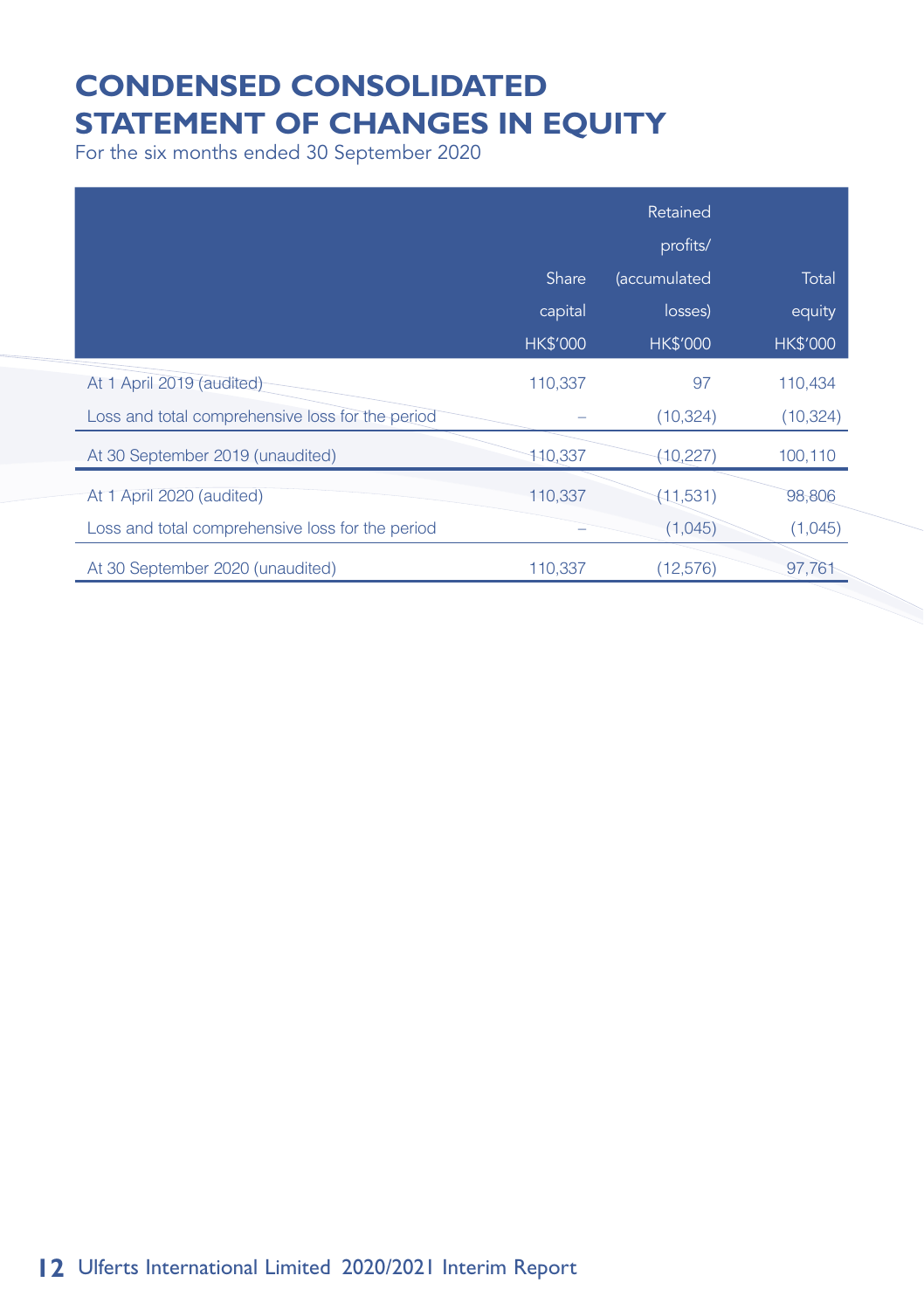# CONDENSED CONSOLIDATED STATEMENT OF CHANGES IN EQUITY

For the six months ended 30 September 2020

| | Share capital HK$'000 | Retained profits/ (accumulated losses) HK$'000 | Total equity HK$'000 |
|---|---|---|---|
| At 1 April 2019 (audited) | 110,337 | 97 | 110,434 |
| Loss and total comprehensive loss for the period | – | (10,324) | (10,324) |
| At 30 September 2019 (unaudited) | 110,337 | (10,227) | 100,110 |
| At 1 April 2020 (audited) | 110,337 | (11,531) | 98,806 |
| Loss and total comprehensive loss for the period | – | (1,045) | (1,045) |
| At 30 September 2020 (unaudited) | 110,337 | (12,576) | 97,761 |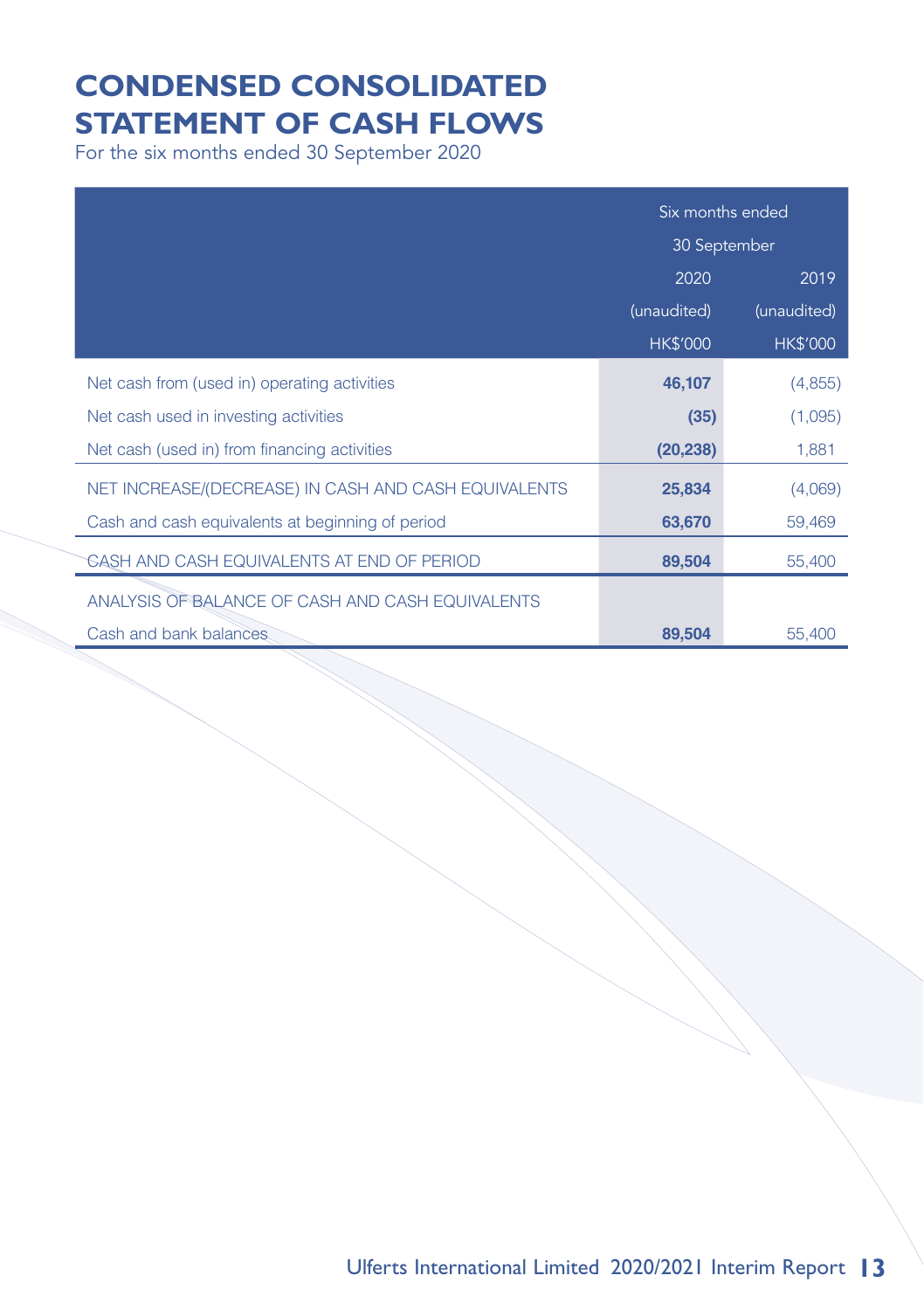# CONDENSED CONSOLIDATED STATEMENT OF CASH FLOWS

For the six months ended 30 September 2020

| | Six months ended 30 September | |
|---|---|---|
| | 2020 | 2019 |
| | (unaudited) | (unaudited) |
| | HK$'000 | HK$'000 |
| Net cash from (used in) operating activities | **46,107** | (4,855) |
| Net cash used in investing activities | **(35)** | (1,095) |
| Net cash (used in) from financing activities | **(20,238)** | 1,881 |
| NET INCREASE/(DECREASE) IN CASH AND CASH EQUIVALENTS | **25,834** | (4,069) |
| Cash and cash equivalents at beginning of period | **63,670** | 59,469 |
| CASH AND CASH EQUIVALENTS AT END OF PERIOD | **89,504** | 55,400 |
| ANALYSIS OF BALANCE OF CASH AND CASH EQUIVALENTS | | |
| Cash and bank balances | **89,504** | 55,400 |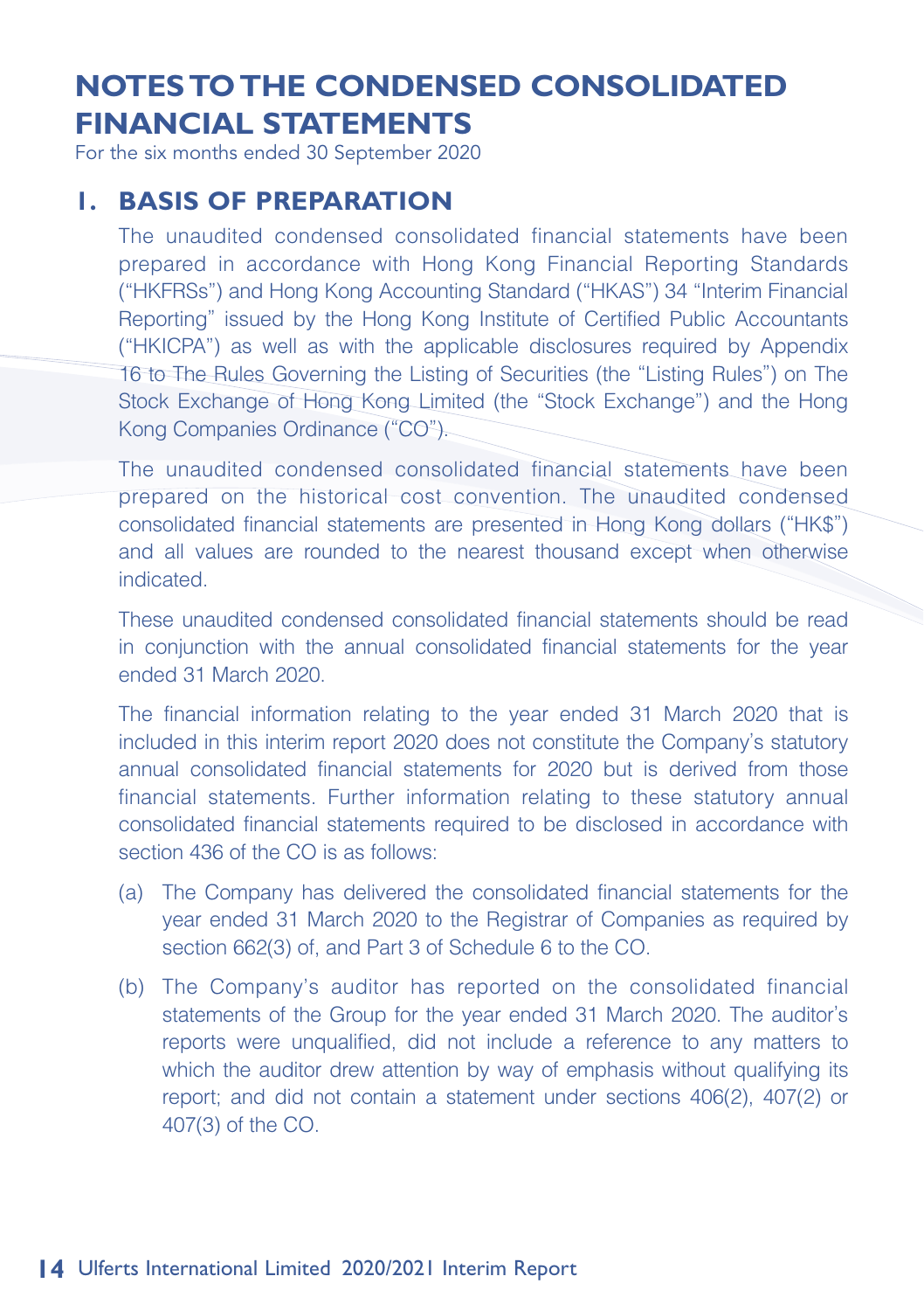# NOTES TO THE CONDENSED CONSOLIDATED FINANCIAL STATEMENTS

For the six months ended 30 September 2020

## 1. BASIS OF PREPARATION

The unaudited condensed consolidated financial statements have been prepared in accordance with Hong Kong Financial Reporting Standards ("HKFRSs") and Hong Kong Accounting Standard ("HKAS") 34 "Interim Financial Reporting" issued by the Hong Kong Institute of Certified Public Accountants ("HKICPA") as well as with the applicable disclosures required by Appendix 16 to The Rules Governing the Listing of Securities (the "Listing Rules") on The Stock Exchange of Hong Kong Limited (the "Stock Exchange") and the Hong Kong Companies Ordinance ("CO").

The unaudited condensed consolidated financial statements have been prepared on the historical cost convention. The unaudited condensed consolidated financial statements are presented in Hong Kong dollars ("HK$") and all values are rounded to the nearest thousand except when otherwise indicated.

These unaudited condensed consolidated financial statements should be read in conjunction with the annual consolidated financial statements for the year ended 31 March 2020.

The financial information relating to the year ended 31 March 2020 that is included in this interim report 2020 does not constitute the Company's statutory annual consolidated financial statements for 2020 but is derived from those financial statements. Further information relating to these statutory annual consolidated financial statements required to be disclosed in accordance with section 436 of the CO is as follows:

(a) The Company has delivered the consolidated financial statements for the year ended 31 March 2020 to the Registrar of Companies as required by section 662(3) of, and Part 3 of Schedule 6 to the CO.

(b) The Company's auditor has reported on the consolidated financial statements of the Group for the year ended 31 March 2020. The auditor's reports were unqualified, did not include a reference to any matters to which the auditor drew attention by way of emphasis without qualifying its report; and did not contain a statement under sections 406(2), 407(2) or 407(3) of the CO.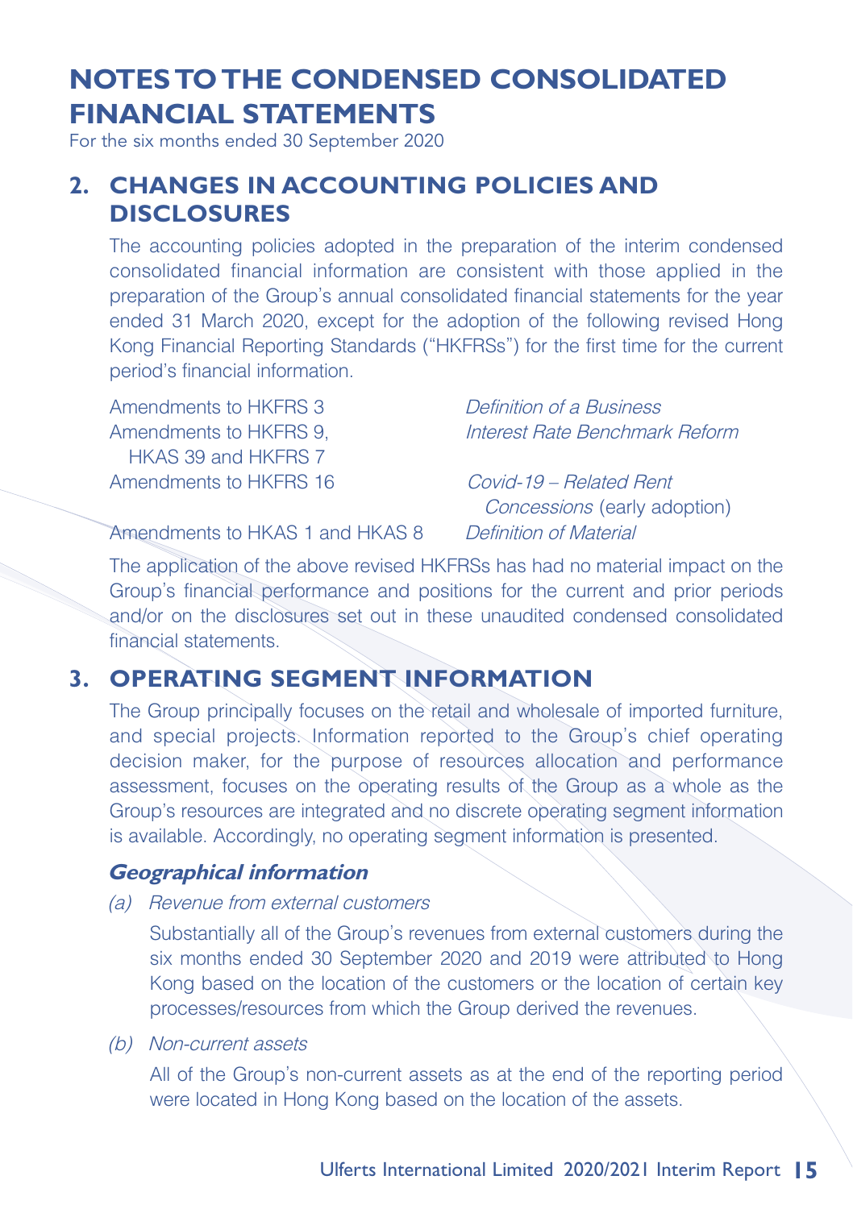# NOTES TO THE CONDENSED CONSOLIDATED FINANCIAL STATEMENTS

For the six months ended 30 September 2020

## 2. CHANGES IN ACCOUNTING POLICIES AND DISCLOSURES

The accounting policies adopted in the preparation of the interim condensed consolidated financial information are consistent with those applied in the preparation of the Group's annual consolidated financial statements for the year ended 31 March 2020, except for the adoption of the following revised Hong Kong Financial Reporting Standards ("HKFRSs") for the first time for the current period's financial information.

| | |
|---|---|
| Amendments to HKFRS 3 | *Definition of a Business* |
| Amendments to HKFRS 9, HKAS 39 and HKFRS 7 | *Interest Rate Benchmark Reform* |
| Amendments to HKFRS 16 | *Covid-19 – Related Rent Concessions* (early adoption) |
| Amendments to HKAS 1 and HKAS 8 | *Definition of Material* |

The application of the above revised HKFRSs has had no material impact on the Group's financial performance and positions for the current and prior periods and/or on the disclosures set out in these unaudited condensed consolidated financial statements.

## 3. OPERATING SEGMENT INFORMATION

The Group principally focuses on the retail and wholesale of imported furniture, and special projects. Information reported to the Group's chief operating decision maker, for the purpose of resources allocation and performance assessment, focuses on the operating results of the Group as a whole as the Group's resources are integrated and no discrete operating segment information is available. Accordingly, no operating segment information is presented.

### *Geographical information*

*(a) Revenue from external customers*

Substantially all of the Group's revenues from external customers during the six months ended 30 September 2020 and 2019 were attributed to Hong Kong based on the location of the customers or the location of certain key processes/resources from which the Group derived the revenues.

*(b) Non-current assets*

All of the Group's non-current assets as at the end of the reporting period were located in Hong Kong based on the location of the assets.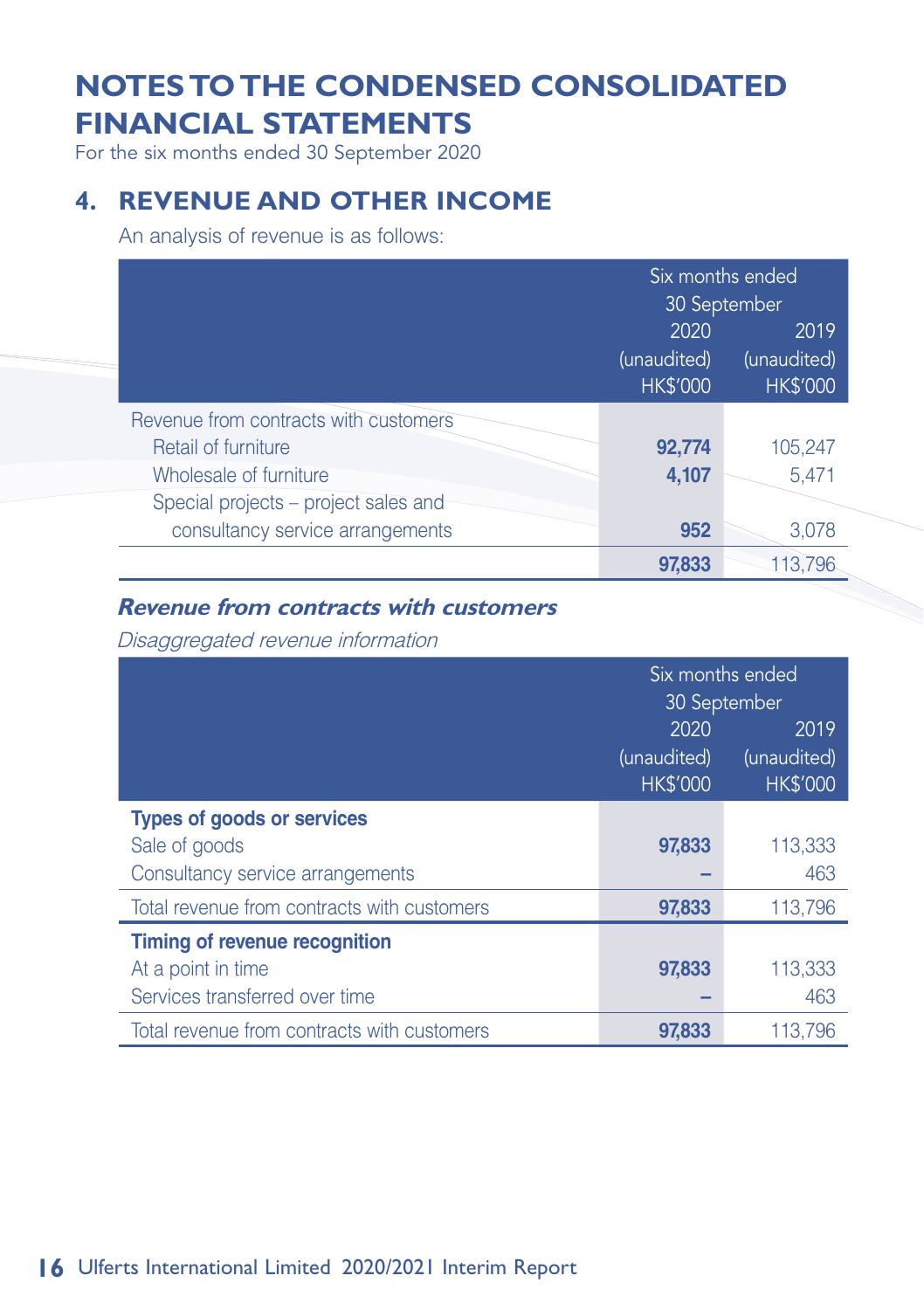# NOTES TO THE CONDENSED CONSOLIDATED FINANCIAL STATEMENTS

For the six months ended 30 September 2020

## 4. REVENUE AND OTHER INCOME

An analysis of revenue is as follows:

| | Six months ended 30 September | |
|---|---|---|
| | 2020 (unaudited) HK$'000 | 2019 (unaudited) HK$'000 |
| Revenue from contracts with customers | | |
| Retail of furniture | **92,774** | 105,247 |
| Wholesale of furniture | **4,107** | 5,471 |
| Special projects – project sales and consultancy service arrangements | **952** | 3,078 |
| | **97,833** | 113,796 |

### *Revenue from contracts with customers*

*Disaggregated revenue information*

| | Six months ended 30 September | |
|---|---|---|
| | 2020 (unaudited) HK$'000 | 2019 (unaudited) HK$'000 |
| **Types of goods or services** | | |
| Sale of goods | **97,833** | 113,333 |
| Consultancy service arrangements | **–** | 463 |
| Total revenue from contracts with customers | **97,833** | 113,796 |
| **Timing of revenue recognition** | | |
| At a point in time | **97,833** | 113,333 |
| Services transferred over time | **–** | 463 |
| Total revenue from contracts with customers | **97,833** | 113,796 |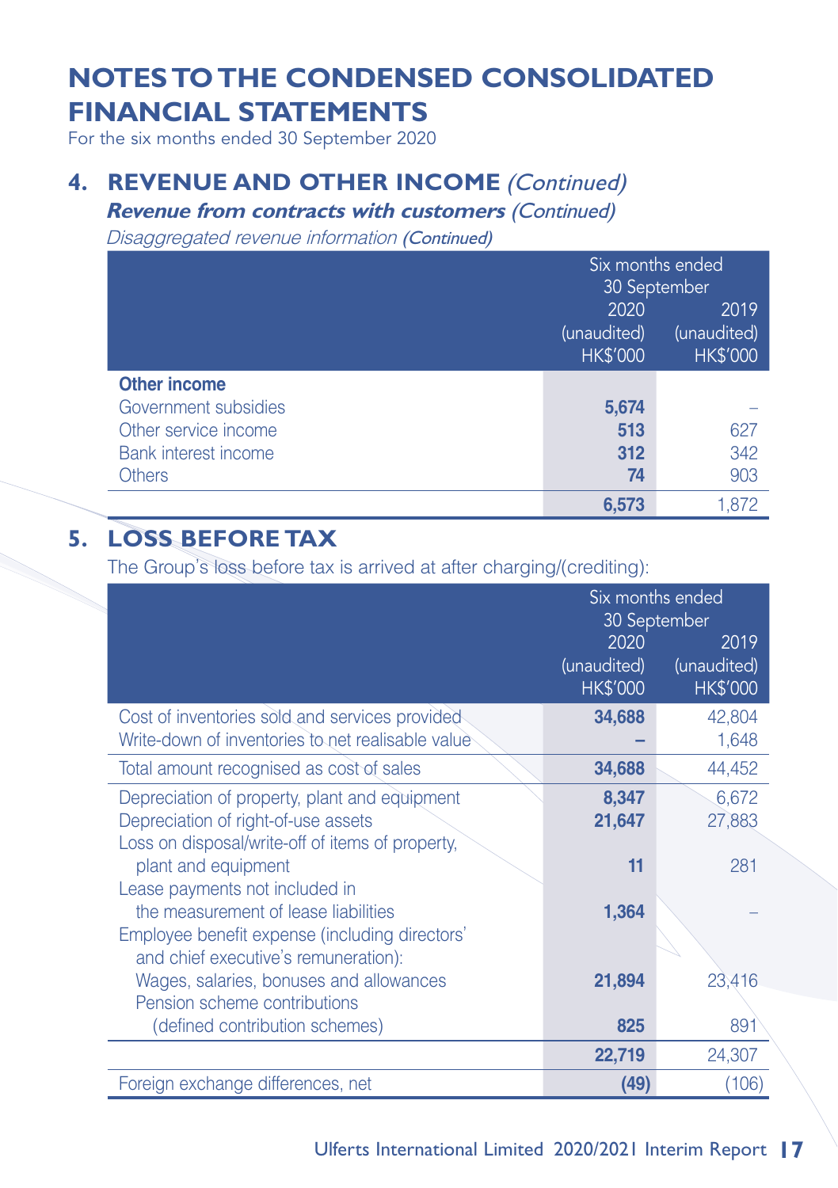# NOTES TO THE CONDENSED CONSOLIDATED FINANCIAL STATEMENTS

For the six months ended 30 September 2020

## 4. REVENUE AND OTHER INCOME *(Continued)*

### ***Revenue from contracts with customers*** *(Continued)*

*Disaggregated revenue information* ***(Continued)***

| | Six months ended 30 September | |
|---|---|---|
| | 2020 (unaudited) HK$'000 | 2019 (unaudited) HK$'000 |
| **Other income** | | |
| Government subsidies | **5,674** | – |
| Other service income | **513** | 627 |
| Bank interest income | **312** | 342 |
| Others | **74** | 903 |
| | **6,573** | 1,872 |

## 5. LOSS BEFORE TAX

The Group's loss before tax is arrived at after charging/(crediting):

| | Six months ended 30 September | |
|---|---|---|
| | 2020 (unaudited) HK$'000 | 2019 (unaudited) HK$'000 |
| Cost of inventories sold and services provided | **34,688** | 42,804 |
| Write-down of inventories to net realisable value | **–** | 1,648 |
| Total amount recognised as cost of sales | **34,688** | 44,452 |
| Depreciation of property, plant and equipment | **8,347** | 6,672 |
| Depreciation of right-of-use assets | **21,647** | 27,883 |
| Loss on disposal/write-off of items of property, plant and equipment | **11** | 281 |
| Lease payments not included in the measurement of lease liabilities | **1,364** | – |
| Employee benefit expense (including directors' and chief executive's remuneration): | | |
| Wages, salaries, bonuses and allowances | **21,894** | 23,416 |
| Pension scheme contributions (defined contribution schemes) | **825** | 891 |
| | **22,719** | 24,307 |
| Foreign exchange differences, net | **(49)** | (106) |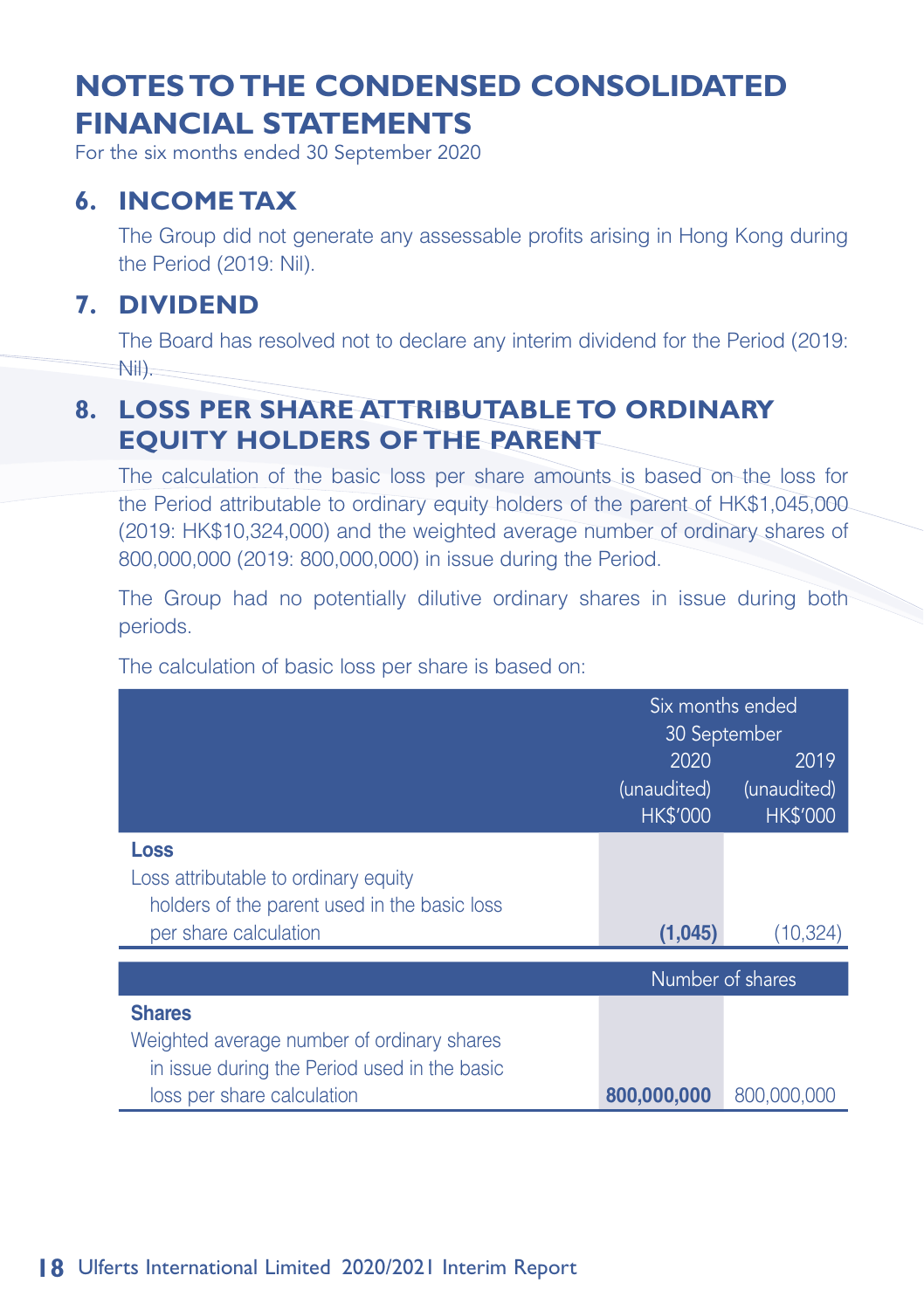# NOTES TO THE CONDENSED CONSOLIDATED FINANCIAL STATEMENTS

For the six months ended 30 September 2020

## 6. INCOME TAX

The Group did not generate any assessable profits arising in Hong Kong during the Period (2019: Nil).

## 7. DIVIDEND

The Board has resolved not to declare any interim dividend for the Period (2019: Nil).

## 8. LOSS PER SHARE ATTRIBUTABLE TO ORDINARY EQUITY HOLDERS OF THE PARENT

The calculation of the basic loss per share amounts is based on the loss for the Period attributable to ordinary equity holders of the parent of HK$1,045,000 (2019: HK$10,324,000) and the weighted average number of ordinary shares of 800,000,000 (2019: 800,000,000) in issue during the Period.

The Group had no potentially dilutive ordinary shares in issue during both periods.

The calculation of basic loss per share is based on:

| | Six months ended 30 September | |
|---|---|---|
| | 2020 (unaudited) HK$'000 | 2019 (unaudited) HK$'000 |
| **Loss** | | |
| Loss attributable to ordinary equity holders of the parent used in the basic loss per share calculation | **(1,045)** | (10,324) |
| | Number of shares | |
| **Shares** | | |
| Weighted average number of ordinary shares in issue during the Period used in the basic loss per share calculation | **800,000,000** | 800,000,000 |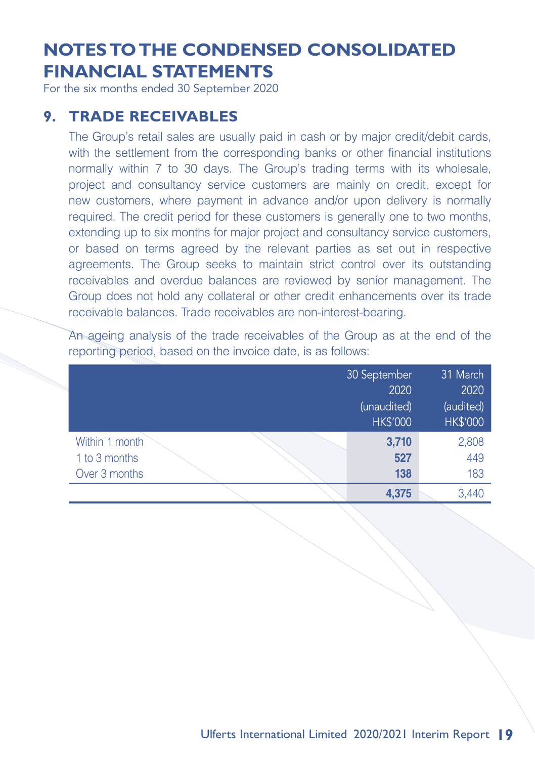# NOTES TO THE CONDENSED CONSOLIDATED FINANCIAL STATEMENTS

For the six months ended 30 September 2020

## 9. TRADE RECEIVABLES

The Group's retail sales are usually paid in cash or by major credit/debit cards, with the settlement from the corresponding banks or other financial institutions normally within 7 to 30 days. The Group's trading terms with its wholesale, project and consultancy service customers are mainly on credit, except for new customers, where payment in advance and/or upon delivery is normally required. The credit period for these customers is generally one to two months, extending up to six months for major project and consultancy service customers, or based on terms agreed by the relevant parties as set out in respective agreements. The Group seeks to maintain strict control over its outstanding receivables and overdue balances are reviewed by senior management. The Group does not hold any collateral or other credit enhancements over its trade receivable balances. Trade receivables are non-interest-bearing.

An ageing analysis of the trade receivables of the Group as at the end of the reporting period, based on the invoice date, is as follows:

| | 30 September 2020 (unaudited) HK$'000 | 31 March 2020 (audited) HK$'000 |
|---|---|---|
| Within 1 month | **3,710** | 2,808 |
| 1 to 3 months | **527** | 449 |
| Over 3 months | **138** | 183 |
| | **4,375** | 3,440 |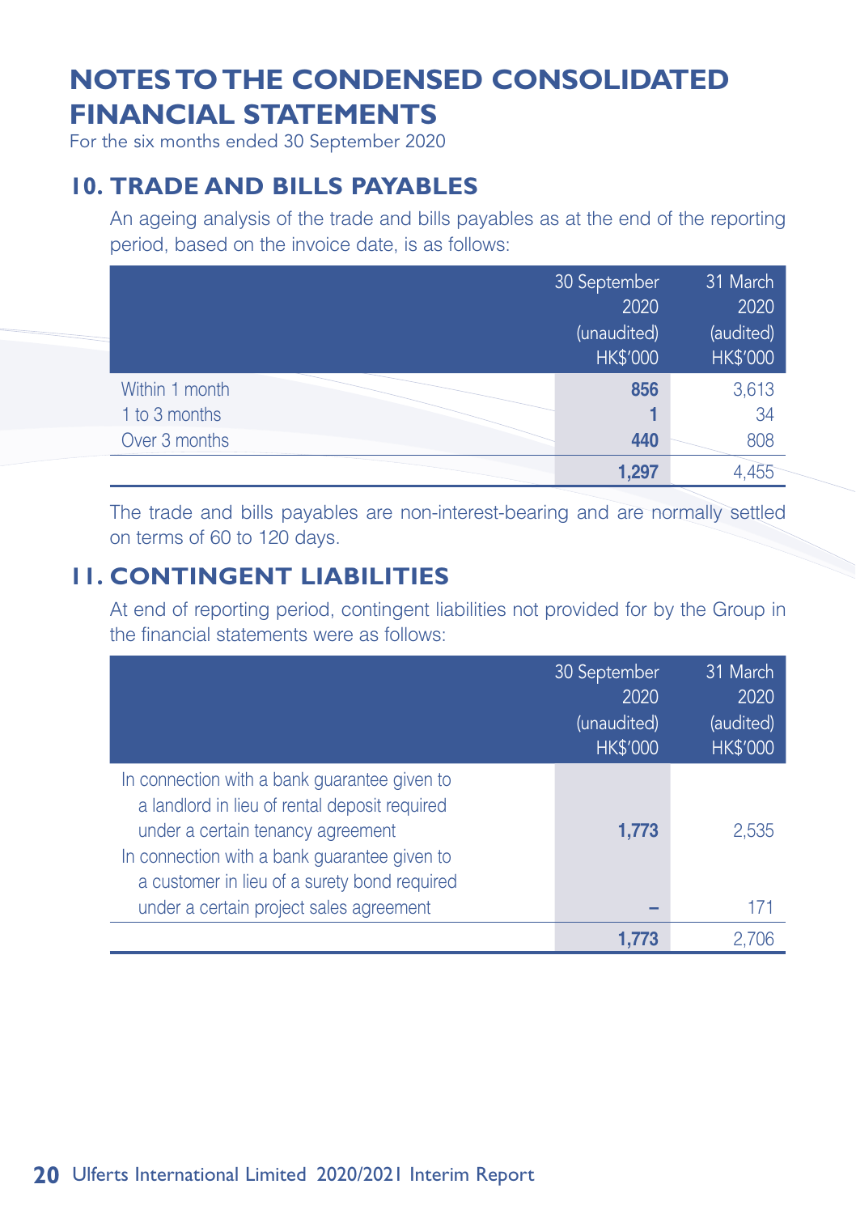# NOTES TO THE CONDENSED CONSOLIDATED FINANCIAL STATEMENTS

For the six months ended 30 September 2020

## 10. TRADE AND BILLS PAYABLES

An ageing analysis of the trade and bills payables as at the end of the reporting period, based on the invoice date, is as follows:

| | 30 September 2020 (unaudited) HK$'000 | 31 March 2020 (audited) HK$'000 |
|---|---|---|
| Within 1 month | **856** | 3,613 |
| 1 to 3 months | **1** | 34 |
| Over 3 months | **440** | 808 |
| | **1,297** | 4,455 |

The trade and bills payables are non-interest-bearing and are normally settled on terms of 60 to 120 days.

## 11. CONTINGENT LIABILITIES

At end of reporting period, contingent liabilities not provided for by the Group in the financial statements were as follows:

| | 30 September 2020 (unaudited) HK$'000 | 31 March 2020 (audited) HK$'000 |
|---|---|---|
| In connection with a bank guarantee given to a landlord in lieu of rental deposit required under a certain tenancy agreement | **1,773** | 2,535 |
| In connection with a bank guarantee given to a customer in lieu of a surety bond required under a certain project sales agreement | **–** | 171 |
| | **1,773** | 2,706 |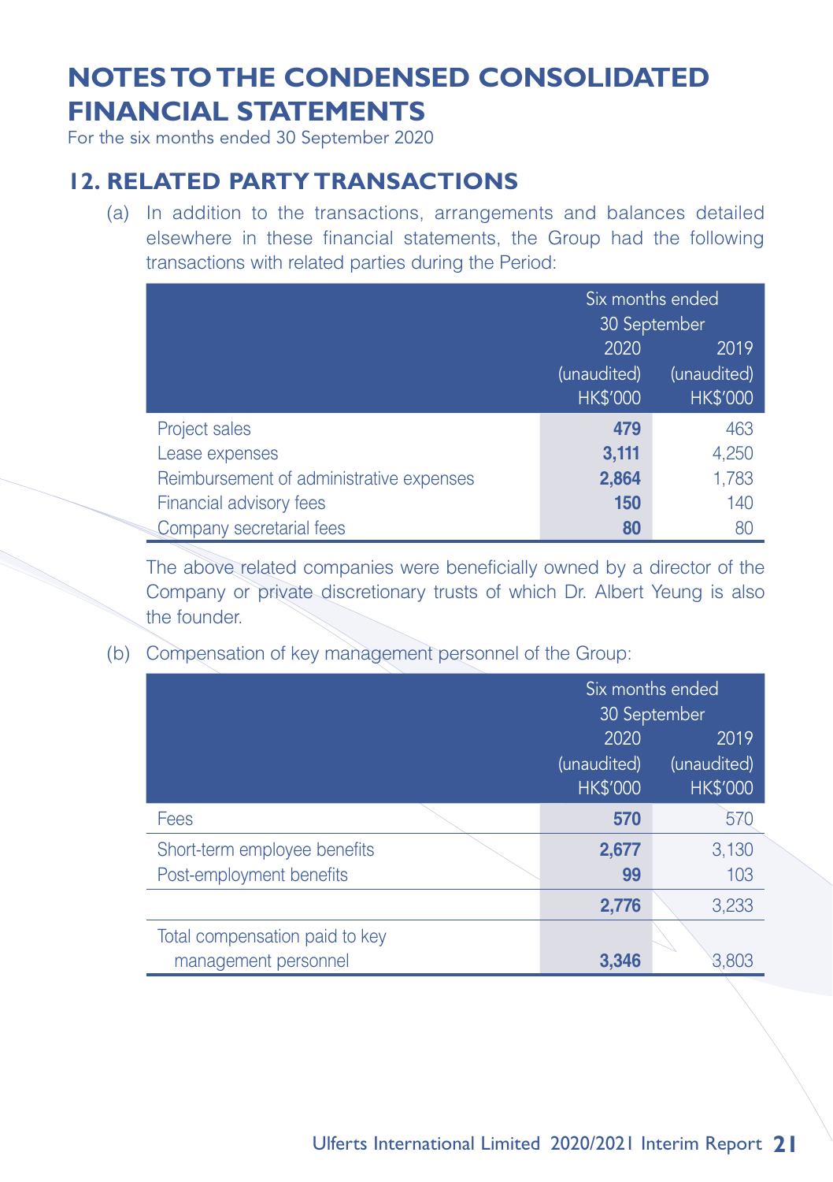# NOTES TO THE CONDENSED CONSOLIDATED FINANCIAL STATEMENTS

For the six months ended 30 September 2020

## 12. RELATED PARTY TRANSACTIONS

(a) In addition to the transactions, arrangements and balances detailed elsewhere in these financial statements, the Group had the following transactions with related parties during the Period:

| | Six months ended 30 September | |
|---|---|---|
| | 2020 (unaudited) HK$'000 | 2019 (unaudited) HK$'000 |
| Project sales | **479** | 463 |
| Lease expenses | **3,111** | 4,250 |
| Reimbursement of administrative expenses | **2,864** | 1,783 |
| Financial advisory fees | **150** | 140 |
| Company secretarial fees | **80** | 80 |

The above related companies were beneficially owned by a director of the Company or private discretionary trusts of which Dr. Albert Yeung is also the founder.

(b) Compensation of key management personnel of the Group:

| | Six months ended 30 September | |
|---|---|---|
| | 2020 (unaudited) HK$'000 | 2019 (unaudited) HK$'000 |
| Fees | **570** | 570 |
| Short-term employee benefits | **2,677** | 3,130 |
| Post-employment benefits | **99** | 103 |
| | **2,776** | 3,233 |
| Total compensation paid to key management personnel | **3,346** | 3,803 |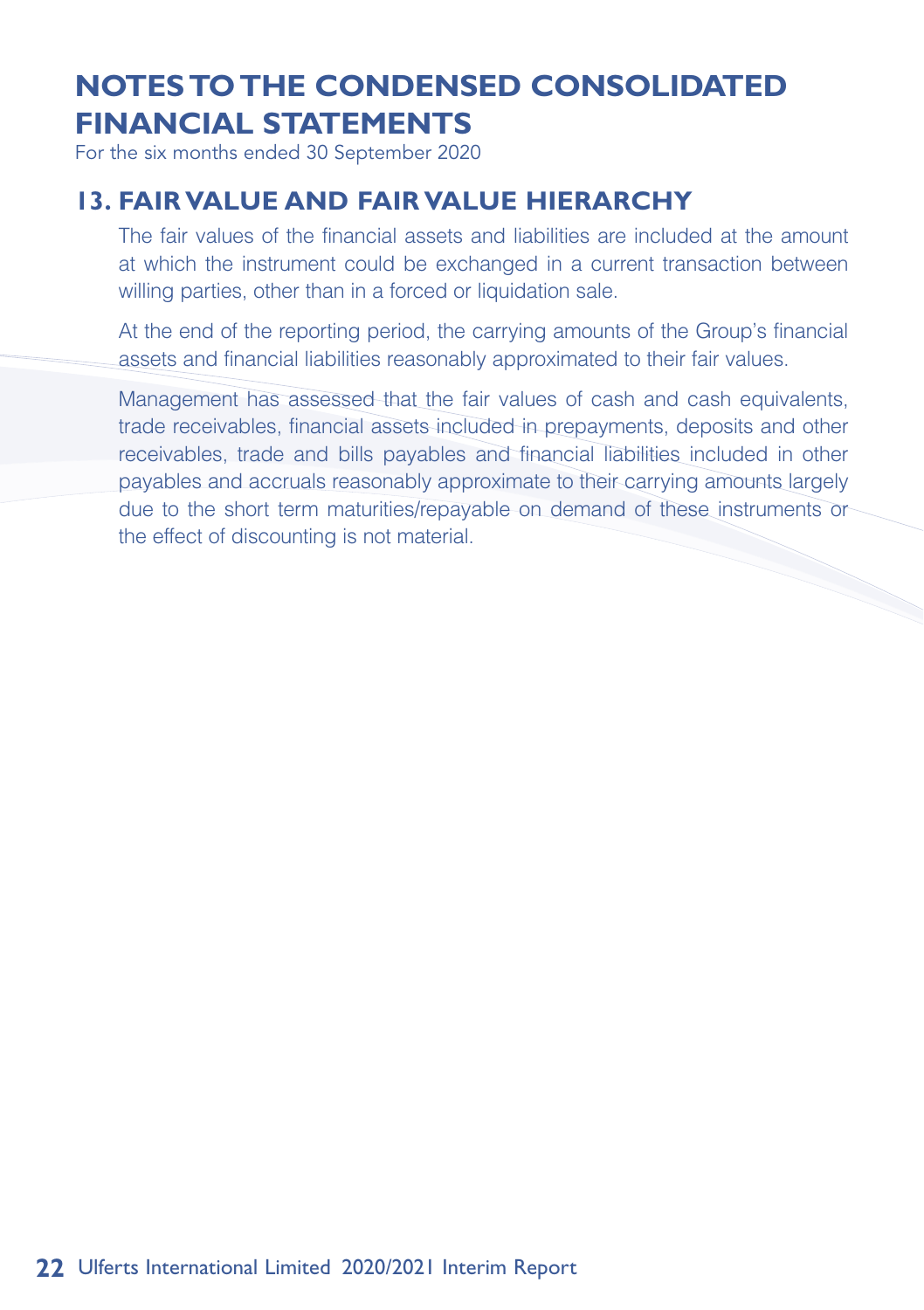# NOTES TO THE CONDENSED CONSOLIDATED FINANCIAL STATEMENTS

For the six months ended 30 September 2020

## 13. FAIR VALUE AND FAIR VALUE HIERARCHY

The fair values of the financial assets and liabilities are included at the amount at which the instrument could be exchanged in a current transaction between willing parties, other than in a forced or liquidation sale.

At the end of the reporting period, the carrying amounts of the Group's financial assets and financial liabilities reasonably approximated to their fair values.

Management has assessed that the fair values of cash and cash equivalents, trade receivables, financial assets included in prepayments, deposits and other receivables, trade and bills payables and financial liabilities included in other payables and accruals reasonably approximate to their carrying amounts largely due to the short term maturities/repayable on demand of these instruments or the effect of discounting is not material.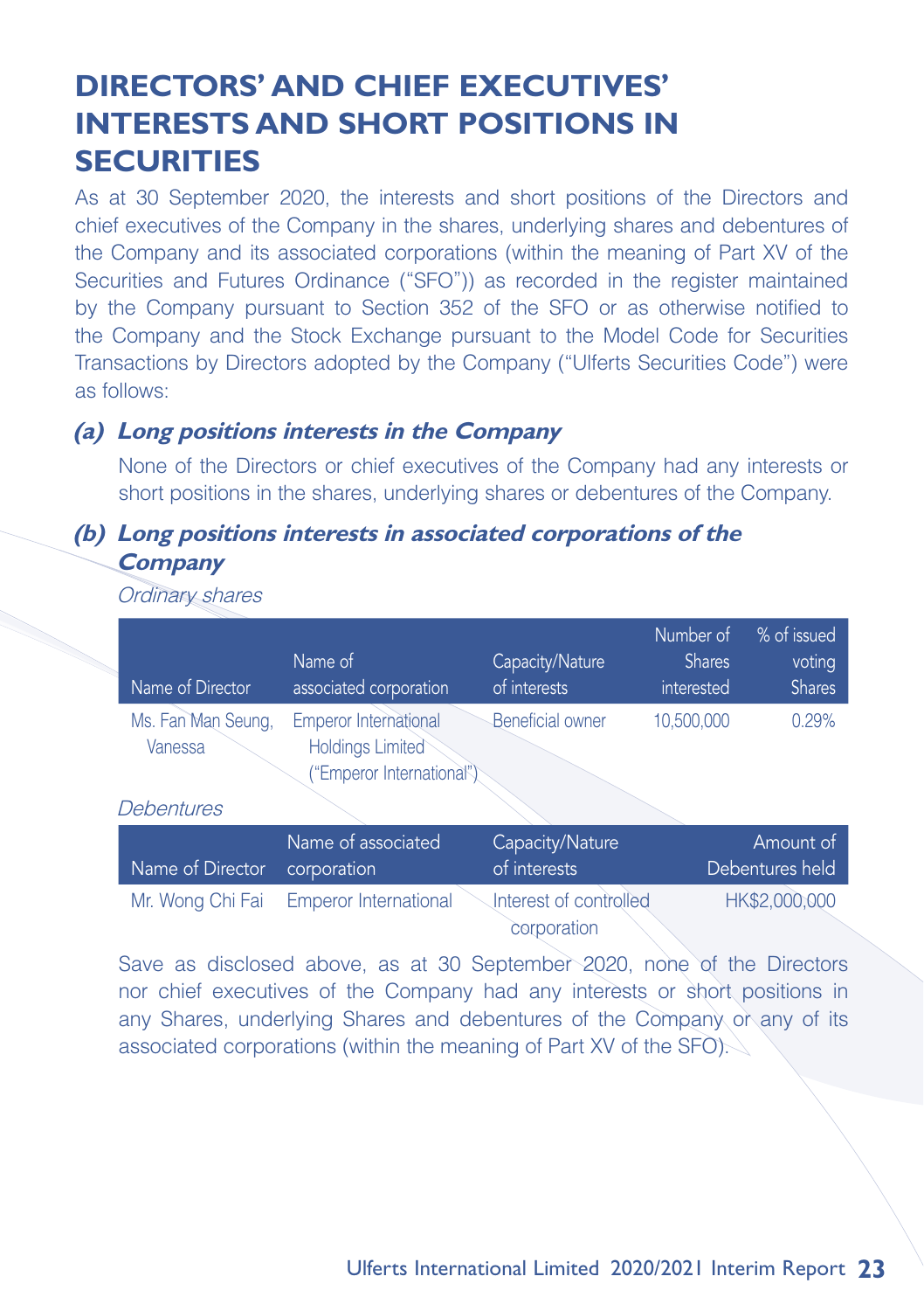# DIRECTORS' AND CHIEF EXECUTIVES' INTERESTS AND SHORT POSITIONS IN SECURITIES

As at 30 September 2020, the interests and short positions of the Directors and chief executives of the Company in the shares, underlying shares and debentures of the Company and its associated corporations (within the meaning of Part XV of the Securities and Futures Ordinance ("SFO")) as recorded in the register maintained by the Company pursuant to Section 352 of the SFO or as otherwise notified to the Company and the Stock Exchange pursuant to the Model Code for Securities Transactions by Directors adopted by the Company ("Ulferts Securities Code") were as follows:

### *(a) Long positions interests in the Company*

None of the Directors or chief executives of the Company had any interests or short positions in the shares, underlying shares or debentures of the Company.

### *(b) Long positions interests in associated corporations of the Company*

*Ordinary shares*

| Name of Director | Name of associated corporation | Capacity/Nature of interests | Number of Shares interested | % of issued voting Shares |
|---|---|---|---|---|
| Ms. Fan Man Seung, Vanessa | Emperor International Holdings Limited ("Emperor International") | Beneficial owner | 10,500,000 | 0.29% |

*Debentures*

| Name of Director | Name of associated corporation | Capacity/Nature of interests | Amount of Debentures held |
|---|---|---|---|
| Mr. Wong Chi Fai | Emperor International | Interest of controlled corporation | HK$2,000,000 |

Save as disclosed above, as at 30 September 2020, none of the Directors nor chief executives of the Company had any interests or short positions in any Shares, underlying Shares and debentures of the Company or any of its associated corporations (within the meaning of Part XV of the SFO).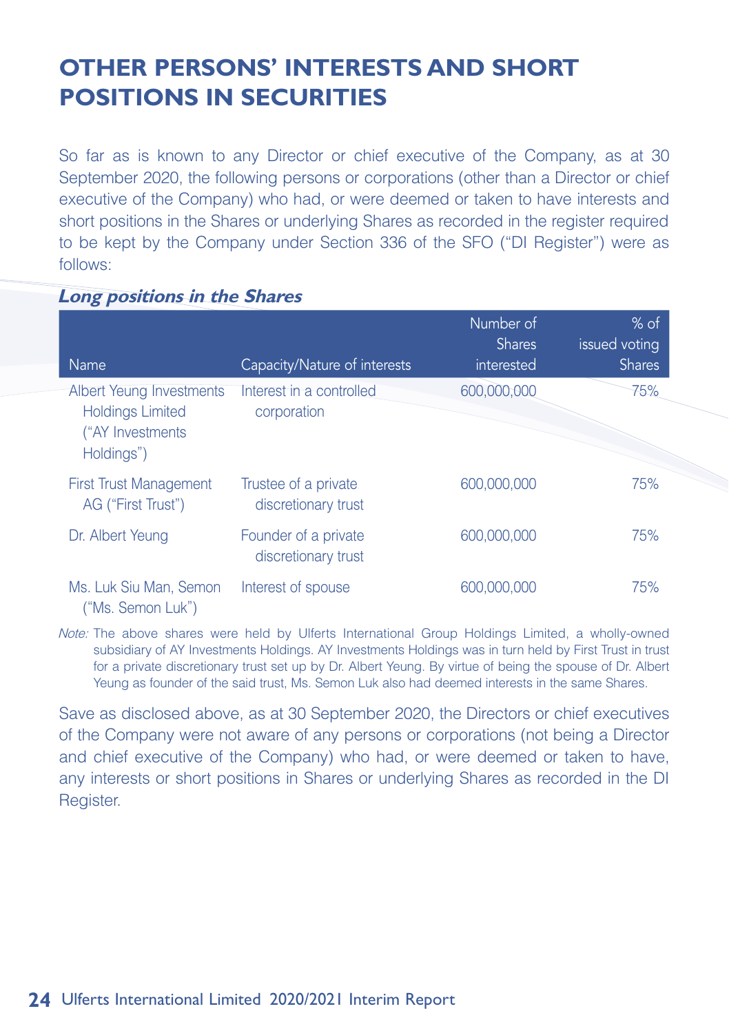# OTHER PERSONS' INTERESTS AND SHORT POSITIONS IN SECURITIES

So far as is known to any Director or chief executive of the Company, as at 30 September 2020, the following persons or corporations (other than a Director or chief executive of the Company) who had, or were deemed or taken to have interests and short positions in the Shares or underlying Shares as recorded in the register required to be kept by the Company under Section 336 of the SFO ("DI Register") were as follows:

### *Long positions in the Shares*

| Name | Capacity/Nature of interests | Number of Shares interested | % of issued voting Shares |
|---|---|---|---|
| Albert Yeung Investments Holdings Limited ("AY Investments Holdings") | Interest in a controlled corporation | 600,000,000 | 75% |
| First Trust Management AG ("First Trust") | Trustee of a private discretionary trust | 600,000,000 | 75% |
| Dr. Albert Yeung | Founder of a private discretionary trust | 600,000,000 | 75% |
| Ms. Luk Siu Man, Semon ("Ms. Semon Luk") | Interest of spouse | 600,000,000 | 75% |

*Note:* The above shares were held by Ulferts International Group Holdings Limited, a wholly-owned subsidiary of AY Investments Holdings. AY Investments Holdings was in turn held by First Trust in trust for a private discretionary trust set up by Dr. Albert Yeung. By virtue of being the spouse of Dr. Albert Yeung as founder of the said trust, Ms. Semon Luk also had deemed interests in the same Shares.

Save as disclosed above, as at 30 September 2020, the Directors or chief executives of the Company were not aware of any persons or corporations (not being a Director and chief executive of the Company) who had, or were deemed or taken to have, any interests or short positions in Shares or underlying Shares as recorded in the DI Register.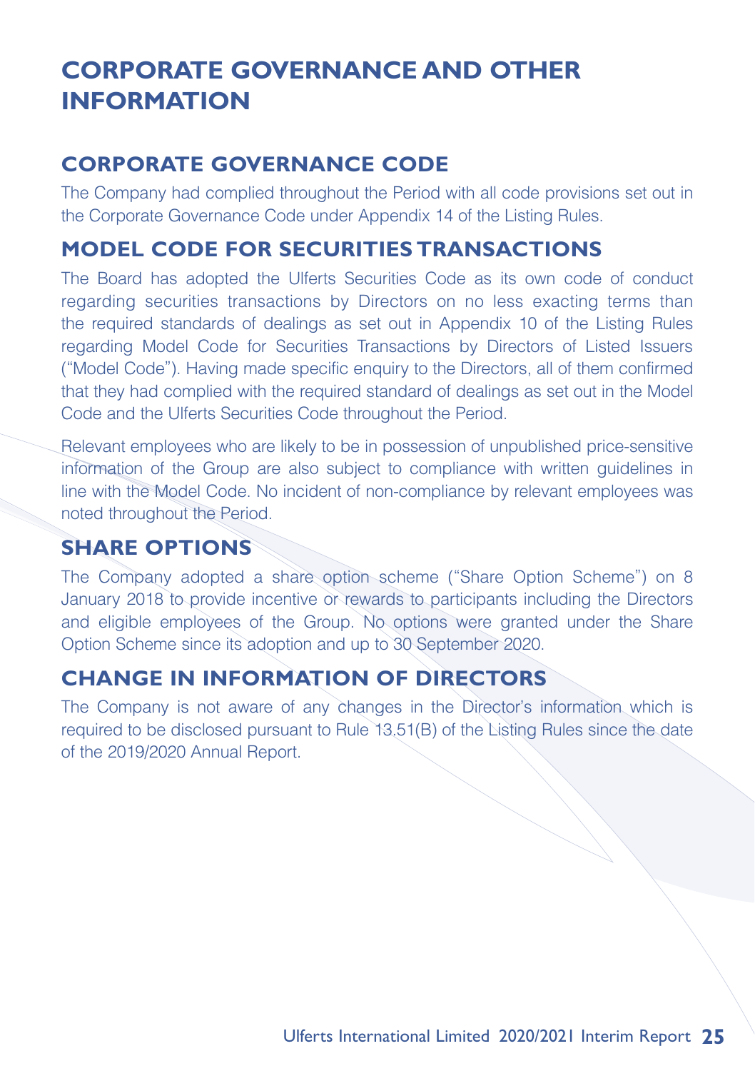# CORPORATE GOVERNANCE AND OTHER INFORMATION

## CORPORATE GOVERNANCE CODE

The Company had complied throughout the Period with all code provisions set out in the Corporate Governance Code under Appendix 14 of the Listing Rules.

## MODEL CODE FOR SECURITIES TRANSACTIONS

The Board has adopted the Ulferts Securities Code as its own code of conduct regarding securities transactions by Directors on no less exacting terms than the required standards of dealings as set out in Appendix 10 of the Listing Rules regarding Model Code for Securities Transactions by Directors of Listed Issuers ("Model Code"). Having made specific enquiry to the Directors, all of them confirmed that they had complied with the required standard of dealings as set out in the Model Code and the Ulferts Securities Code throughout the Period.

Relevant employees who are likely to be in possession of unpublished price-sensitive information of the Group are also subject to compliance with written guidelines in line with the Model Code. No incident of non-compliance by relevant employees was noted throughout the Period.

## SHARE OPTIONS

The Company adopted a share option scheme ("Share Option Scheme") on 8 January 2018 to provide incentive or rewards to participants including the Directors and eligible employees of the Group. No options were granted under the Share Option Scheme since its adoption and up to 30 September 2020.

## CHANGE IN INFORMATION OF DIRECTORS

The Company is not aware of any changes in the Director's information which is required to be disclosed pursuant to Rule 13.51(B) of the Listing Rules since the date of the 2019/2020 Annual Report.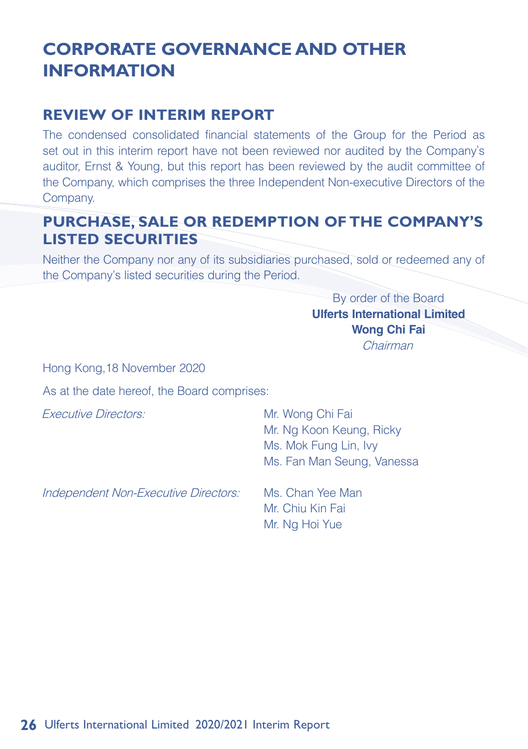# CORPORATE GOVERNANCE AND OTHER INFORMATION

## REVIEW OF INTERIM REPORT

The condensed consolidated financial statements of the Group for the Period as set out in this interim report have not been reviewed nor audited by the Company's auditor, Ernst & Young, but this report has been reviewed by the audit committee of the Company, which comprises the three Independent Non-executive Directors of the Company.

## PURCHASE, SALE OR REDEMPTION OF THE COMPANY'S LISTED SECURITIES

Neither the Company nor any of its subsidiaries purchased, sold or redeemed any of the Company's listed securities during the Period.

By order of the Board
**Ulferts International Limited**
**Wong Chi Fai**
*Chairman*

Hong Kong,18 November 2020

As at the date hereof, the Board comprises:

| | |
|---|---|
| *Executive Directors:* | Mr. Wong Chi Fai |
| | Mr. Ng Koon Keung, Ricky |
| | Ms. Mok Fung Lin, Ivy |
| | Ms. Fan Man Seung, Vanessa |
| *Independent Non-Executive Directors:* | Ms. Chan Yee Man |
| | Mr. Chiu Kin Fai |
| | Mr. Ng Hoi Yue |